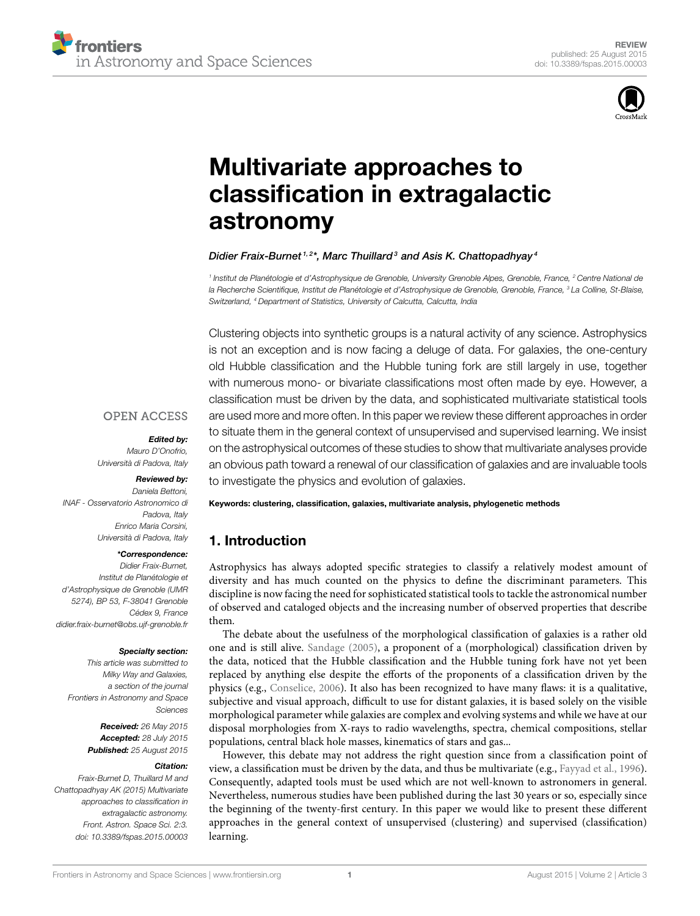REVIEW
published: 25 August 2015
doi: 10.3389/fspas.2015.00003

# Multivariate approaches to classification in extragalactic astronomy

*Didier Fraix-Burnet[1,2]\*, Marc Thuillard[3] and Asis K. Chattopadhyay[4]*

[1] Institut de Planétologie et d'Astrophysique de Grenoble, University Grenoble Alpes, Grenoble, France, [2] Centre National de la Recherche Scientifique, Institut de Planétologie et d'Astrophysique de Grenoble, Grenoble, France, [3] La Colline, St-Blaise, Switzerland, [4] Department of Statistics, University of Calcutta, Calcutta, India

Clustering objects into synthetic groups is a natural activity of any science. Astrophysics is not an exception and is now facing a deluge of data. For galaxies, the one-century old Hubble classification and the Hubble tuning fork are still largely in use, together with numerous mono- or bivariate classifications most often made by eye. However, a classification must be driven by the data, and sophisticated multivariate statistical tools are used more and more often. In this paper we review these different approaches in order to situate them in the general context of unsupervised and supervised learning. We insist on the astrophysical outcomes of these studies to show that multivariate analyses provide an obvious path toward a renewal of our classification of galaxies and are invaluable tools to investigate the physics and evolution of galaxies.

**Keywords: clustering, classification, galaxies, multivariate analysis, phylogenetic methods**

OPEN ACCESS

***Edited by:***
*Mauro D'Onofrio, Università di Padova, Italy*

***Reviewed by:***
*Daniela Bettoni, INAF - Osservatorio Astronomico di Padova, Italy*
*Enrico Maria Corsini, Università di Padova, Italy*

***\*Correspondence:***
*Didier Fraix-Burnet, Institut de Planétologie et d'Astrophysique de Grenoble (UMR 5274), BP 53, F-38041 Grenoble Cédex 9, France*
*didier.fraix-burnet@obs.ujf-grenoble.fr*

***Specialty section:***
*This article was submitted to Milky Way and Galaxies, a section of the journal Frontiers in Astronomy and Space Sciences*

***Received:*** *26 May 2015*
***Accepted:*** *28 July 2015*
***Published:*** *25 August 2015*

***Citation:***
*Fraix-Burnet D, Thuillard M and Chattopadhyay AK (2015) Multivariate approaches to classification in extragalactic astronomy. Front. Astron. Space Sci. 2:3. doi: 10.3389/fspas.2015.00003*

## 1. Introduction

Astrophysics has always adopted specific strategies to classify a relatively modest amount of diversity and has much counted on the physics to define the discriminant parameters. This discipline is now facing the need for sophisticated statistical tools to tackle the astronomical number of observed and cataloged objects and the increasing number of observed properties that describe them.

The debate about the usefulness of the morphological classification of galaxies is a rather old one and is still alive. Sandage (2005), a proponent of a (morphological) classification driven by the data, noticed that the Hubble classification and the Hubble tuning fork have not yet been replaced by anything else despite the efforts of the proponents of a classification driven by the physics (e.g., Conselice, 2006). It also has been recognized to have many flaws: it is a qualitative, subjective and visual approach, difficult to use for distant galaxies, it is based solely on the visible morphological parameter while galaxies are complex and evolving systems and while we have at our disposal morphologies from X-rays to radio wavelengths, spectra, chemical compositions, stellar populations, central black hole masses, kinematics of stars and gas...

However, this debate may not address the right question since from a classification point of view, a classification must be driven by the data, and thus be multivariate (e.g., Fayyad et al., 1996). Consequently, adapted tools must be used which are not well-known to astronomers in general. Nevertheless, numerous studies have been published during the last 30 years or so, especially since the beginning of the twenty-first century. In this paper we would like to present these different approaches in the general context of unsupervised (clustering) and supervised (classification) learning.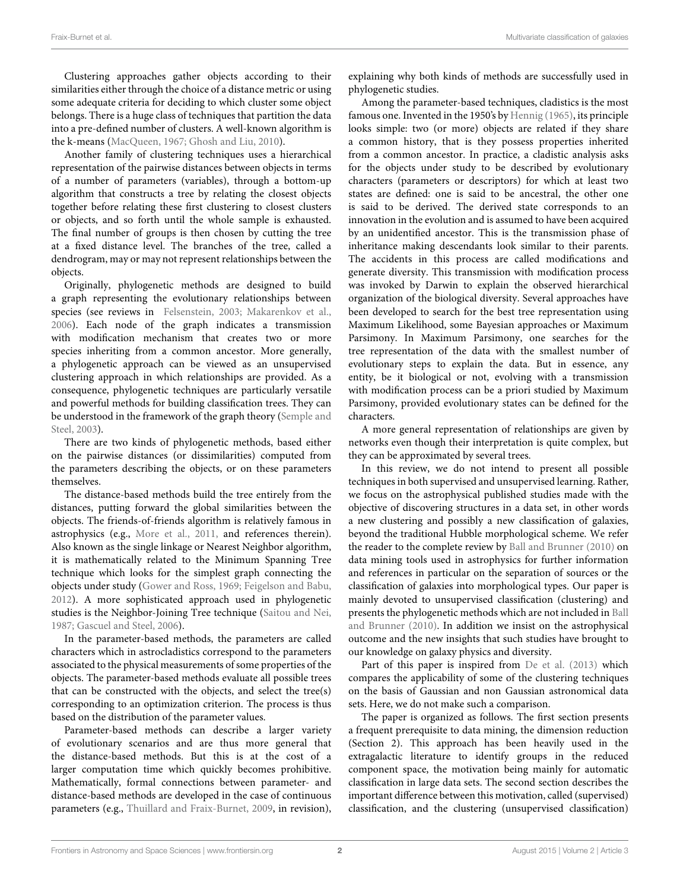Clustering approaches gather objects according to their similarities either through the choice of a distance metric or using some adequate criteria for deciding to which cluster some object belongs. There is a huge class of techniques that partition the data into a pre-defined number of clusters. A well-known algorithm is the k-means (MacQueen, 1967; Ghosh and Liu, 2010).

Another family of clustering techniques uses a hierarchical representation of the pairwise distances between objects in terms of a number of parameters (variables), through a bottom-up algorithm that constructs a tree by relating the closest objects together before relating these first clustering to closest clusters or objects, and so forth until the whole sample is exhausted. The final number of groups is then chosen by cutting the tree at a fixed distance level. The branches of the tree, called a dendrogram, may or may not represent relationships between the objects.

Originally, phylogenetic methods are designed to build a graph representing the evolutionary relationships between species (see reviews in Felsenstein, 2003; Makarenkov et al., 2006). Each node of the graph indicates a transmission with modification mechanism that creates two or more species inheriting from a common ancestor. More generally, a phylogenetic approach can be viewed as an unsupervised clustering approach in which relationships are provided. As a consequence, phylogenetic techniques are particularly versatile and powerful methods for building classification trees. They can be understood in the framework of the graph theory (Semple and Steel, 2003).

There are two kinds of phylogenetic methods, based either on the pairwise distances (or dissimilarities) computed from the parameters describing the objects, or on these parameters themselves.

The distance-based methods build the tree entirely from the distances, putting forward the global similarities between the objects. The friends-of-friends algorithm is relatively famous in astrophysics (e.g., More et al., 2011, and references therein). Also known as the single linkage or Nearest Neighbor algorithm, it is mathematically related to the Minimum Spanning Tree technique which looks for the simplest graph connecting the objects under study (Gower and Ross, 1969; Feigelson and Babu, 2012). A more sophisticated approach used in phylogenetic studies is the Neighbor-Joining Tree technique (Saitou and Nei, 1987; Gascuel and Steel, 2006).

In the parameter-based methods, the parameters are called characters which in astrocladistics correspond to the parameters associated to the physical measurements of some properties of the objects. The parameter-based methods evaluate all possible trees that can be constructed with the objects, and select the tree(s) corresponding to an optimization criterion. The process is thus based on the distribution of the parameter values.

Parameter-based methods can describe a larger variety of evolutionary scenarios and are thus more general that the distance-based methods. But this is at the cost of a larger computation time which quickly becomes prohibitive. Mathematically, formal connections between parameter- and distance-based methods are developed in the case of continuous parameters (e.g., Thuillard and Fraix-Burnet, 2009, in revision), explaining why both kinds of methods are successfully used in phylogenetic studies.

Among the parameter-based techniques, cladistics is the most famous one. Invented in the 1950's by Hennig (1965), its principle looks simple: two (or more) objects are related if they share a common history, that is they possess properties inherited from a common ancestor. In practice, a cladistic analysis asks for the objects under study to be described by evolutionary characters (parameters or descriptors) for which at least two states are defined: one is said to be ancestral, the other one is said to be derived. The derived state corresponds to an innovation in the evolution and is assumed to have been acquired by an unidentified ancestor. This is the transmission phase of inheritance making descendants look similar to their parents. The accidents in this process are called modifications and generate diversity. This transmission with modification process was invoked by Darwin to explain the observed hierarchical organization of the biological diversity. Several approaches have been developed to search for the best tree representation using Maximum Likelihood, some Bayesian approaches or Maximum Parsimony. In Maximum Parsimony, one searches for the tree representation of the data with the smallest number of evolutionary steps to explain the data. But in essence, any entity, be it biological or not, evolving with a transmission with modification process can be a priori studied by Maximum Parsimony, provided evolutionary states can be defined for the characters.

A more general representation of relationships are given by networks even though their interpretation is quite complex, but they can be approximated by several trees.

In this review, we do not intend to present all possible techniques in both supervised and unsupervised learning. Rather, we focus on the astrophysical published studies made with the objective of discovering structures in a data set, in other words a new clustering and possibly a new classification of galaxies, beyond the traditional Hubble morphological scheme. We refer the reader to the complete review by Ball and Brunner (2010) on data mining tools used in astrophysics for further information and references in particular on the separation of sources or the classification of galaxies into morphological types. Our paper is mainly devoted to unsupervised classification (clustering) and presents the phylogenetic methods which are not included in Ball and Brunner (2010). In addition we insist on the astrophysical outcome and the new insights that such studies have brought to our knowledge on galaxy physics and diversity.

Part of this paper is inspired from De et al. (2013) which compares the applicability of some of the clustering techniques on the basis of Gaussian and non Gaussian astronomical data sets. Here, we do not make such a comparison.

The paper is organized as follows. The first section presents a frequent prerequisite to data mining, the dimension reduction (Section 2). This approach has been heavily used in the extragalactic literature to identify groups in the reduced component space, the motivation being mainly for automatic classification in large data sets. The second section describes the important difference between this motivation, called (supervised) classification, and the clustering (unsupervised classification)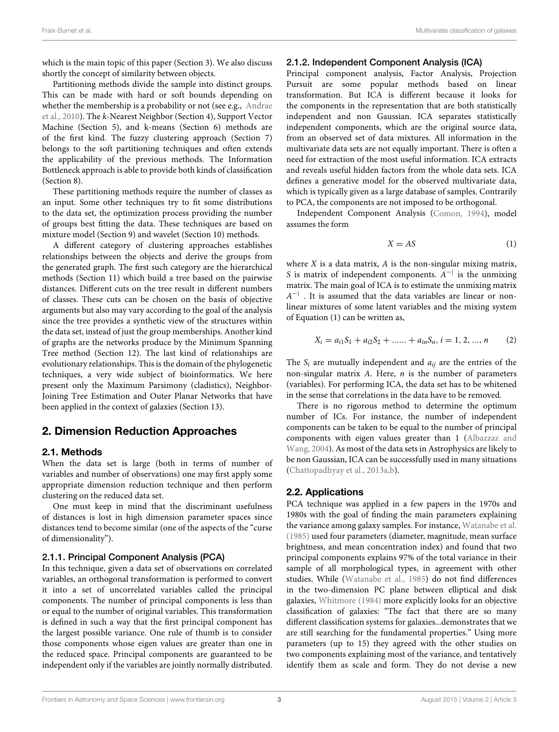which is the main topic of this paper (Section 3). We also discuss shortly the concept of similarity between objects.

Partitioning methods divide the sample into distinct groups. This can be made with hard or soft bounds depending on whether the membership is a probability or not (see e.g., Andrae et al., 2010). The *k*-Nearest Neighbor (Section 4), Support Vector Machine (Section 5), and k-means (Section 6) methods are of the first kind. The fuzzy clustering approach (Section 7) belongs to the soft partitioning techniques and often extends the applicability of the previous methods. The Information Bottleneck approach is able to provide both kinds of classification (Section 8).

These partitioning methods require the number of classes as an input. Some other techniques try to fit some distributions to the data set, the optimization process providing the number of groups best fitting the data. These techniques are based on mixture model (Section 9) and wavelet (Section 10) methods.

A different category of clustering approaches establishes relationships between the objects and derive the groups from the generated graph. The first such category are the hierarchical methods (Section 11) which build a tree based on the pairwise distances. Different cuts on the tree result in different numbers of classes. These cuts can be chosen on the basis of objective arguments but also may vary according to the goal of the analysis since the tree provides a synthetic view of the structures within the data set, instead of just the group memberships. Another kind of graphs are the networks produce by the Minimum Spanning Tree method (Section 12). The last kind of relationships are evolutionary relationships. This is the domain of the phylogenetic techniques, a very wide subject of bioinformatics. We here present only the Maximum Parsimony (cladistics), Neighbor-Joining Tree Estimation and Outer Planar Networks that have been applied in the context of galaxies (Section 13).

## 2. Dimension Reduction Approaches

### 2.1. Methods

When the data set is large (both in terms of number of variables and number of observations) one may first apply some appropriate dimension reduction technique and then perform clustering on the reduced data set.

One must keep in mind that the discriminant usefulness of distances is lost in high dimension parameter spaces since distances tend to become similar (one of the aspects of the "curse of dimensionality").

#### 2.1.1. Principal Component Analysis (PCA)

In this technique, given a data set of observations on correlated variables, an orthogonal transformation is performed to convert it into a set of uncorrelated variables called the principal components. The number of principal components is less than or equal to the number of original variables. This transformation is defined in such a way that the first principal component has the largest possible variance. One rule of thumb is to consider those components whose eigen values are greater than one in the reduced space. Principal components are guaranteed to be independent only if the variables are jointly normally distributed.

#### 2.1.2. Independent Component Analysis (ICA)

Principal component analysis, Factor Analysis, Projection Pursuit are some popular methods based on linear transformation. But ICA is different because it looks for the components in the representation that are both statistically independent and non Gaussian. ICA separates statistically independent components, which are the original source data, from an observed set of data mixtures. All information in the multivariate data sets are not equally important. There is often a need for extraction of the most useful information. ICA extracts and reveals useful hidden factors from the whole data sets. ICA defines a generative model for the observed multivariate data, which is typically given as a large database of samples. Contrarily to PCA, the components are not imposed to be orthogonal.

Independent Component Analysis (Comon, 1994), model assumes the form

$$X = AS \tag{1}$$

where $X$ is a data matrix, $A$ is the non-singular mixing matrix, $S$ is matrix of independent components. $A^{-|}$ is the unmixing matrix. The main goal of ICA is to estimate the unmixing matrix $A^{-|}$ . It is assumed that the data variables are linear or non-linear mixtures of some latent variables and the mixing system of Equation (1) can be written as,

$$X_i = a_{i1}S_1 + a_{i2}S_2 + ...... + a_{in}S_n, i = 1, 2, ..., n \tag{2}$$

The $S_i$ are mutually independent and $a_{ij}$ are the entries of the non-singular matrix $A$. Here, $n$ is the number of parameters (variables). For performing ICA, the data set has to be whitened in the sense that correlations in the data have to be removed.

There is no rigorous method to determine the optimum number of ICs. For instance, the number of independent components can be taken to be equal to the number of principal components with eigen values greater than 1 (Albazzaz and Wang, 2004). As most of the data sets in Astrophysics are likely to be non Gaussian, ICA can be successfully used in many situations (Chattopadhyay et al., 2013a,b).

### 2.2. Applications

PCA technique was applied in a few papers in the 1970s and 1980s with the goal of finding the main parameters explaining the variance among galaxy samples. For instance, Watanabe et al. (1985) used four parameters (diameter, magnitude, mean surface brightness, and mean concentration index) and found that two principal components explains 97% of the total variance in their sample of all morphological types, in agreement with other studies. While (Watanabe et al., 1985) do not find differences in the two-dimension PC plane between elliptical and disk galaxies, Whitmore (1984) more explicitly looks for an objective classification of galaxies: "The fact that there are so many different classification systems for galaxies...demonstrates that we are still searching for the fundamental properties." Using more parameters (up to 15) they agreed with the other studies on two components explaining most of the variance, and tentatively identify them as scale and form. They do not devise a new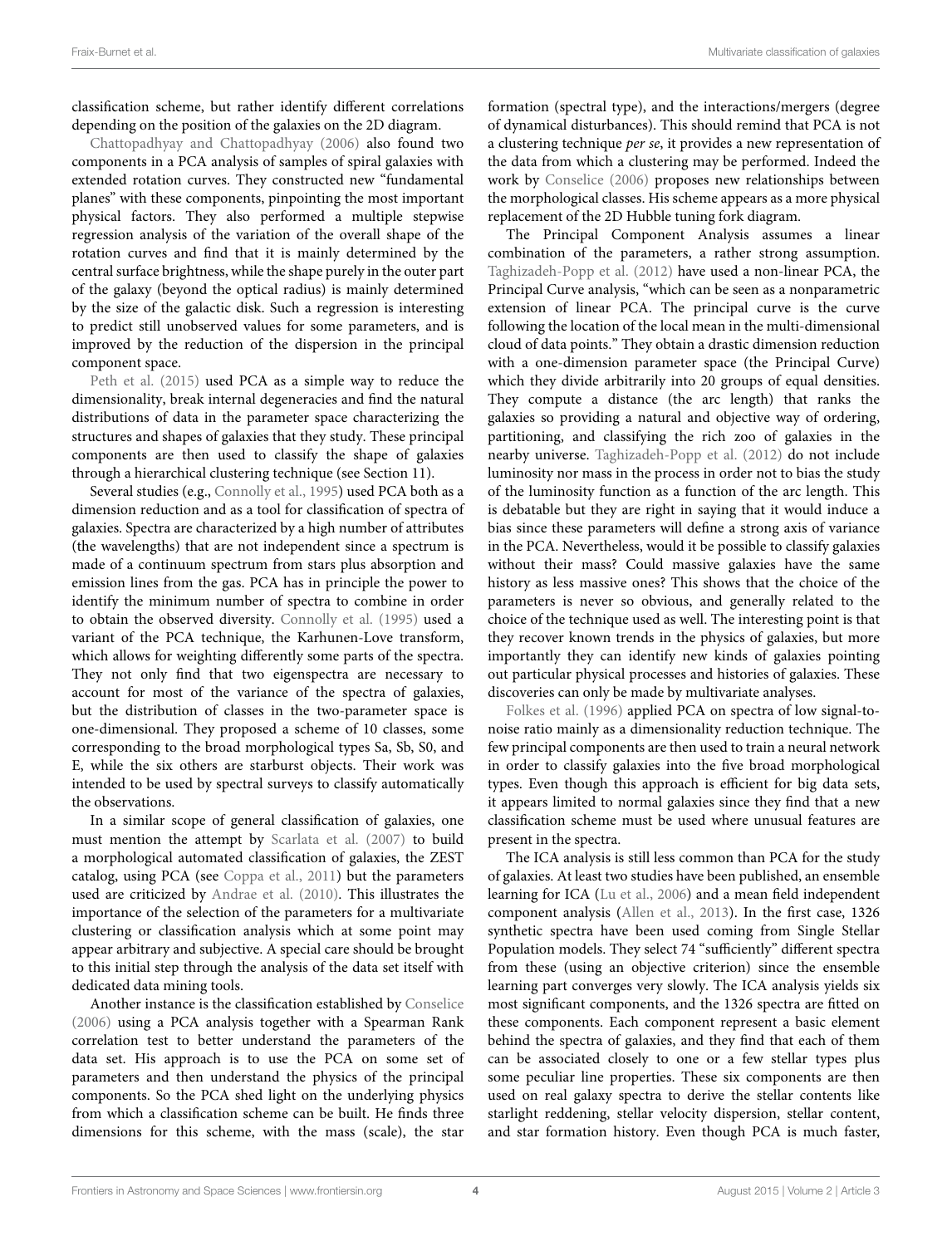classification scheme, but rather identify different correlations depending on the position of the galaxies on the 2D diagram.

Chattopadhyay and Chattopadhyay (2006) also found two components in a PCA analysis of samples of spiral galaxies with extended rotation curves. They constructed new "fundamental planes" with these components, pinpointing the most important physical factors. They also performed a multiple stepwise regression analysis of the variation of the overall shape of the rotation curves and find that it is mainly determined by the central surface brightness, while the shape purely in the outer part of the galaxy (beyond the optical radius) is mainly determined by the size of the galactic disk. Such a regression is interesting to predict still unobserved values for some parameters, and is improved by the reduction of the dispersion in the principal component space.

Peth et al. (2015) used PCA as a simple way to reduce the dimensionality, break internal degeneracies and find the natural distributions of data in the parameter space characterizing the structures and shapes of galaxies that they study. These principal components are then used to classify the shape of galaxies through a hierarchical clustering technique (see Section 11).

Several studies (e.g., Connolly et al., 1995) used PCA both as a dimension reduction and as a tool for classification of spectra of galaxies. Spectra are characterized by a high number of attributes (the wavelengths) that are not independent since a spectrum is made of a continuum spectrum from stars plus absorption and emission lines from the gas. PCA has in principle the power to identify the minimum number of spectra to combine in order to obtain the observed diversity. Connolly et al. (1995) used a variant of the PCA technique, the Karhunen-Love transform, which allows for weighting differently some parts of the spectra. They not only find that two eigenspectra are necessary to account for most of the variance of the spectra of galaxies, but the distribution of classes in the two-parameter space is one-dimensional. They proposed a scheme of 10 classes, some corresponding to the broad morphological types Sa, Sb, S0, and E, while the six others are starburst objects. Their work was intended to be used by spectral surveys to classify automatically the observations.

In a similar scope of general classification of galaxies, one must mention the attempt by Scarlata et al. (2007) to build a morphological automated classification of galaxies, the ZEST catalog, using PCA (see Coppa et al., 2011) but the parameters used are criticized by Andrae et al. (2010). This illustrates the importance of the selection of the parameters for a multivariate clustering or classification analysis which at some point may appear arbitrary and subjective. A special care should be brought to this initial step through the analysis of the data set itself with dedicated data mining tools.

Another instance is the classification established by Conselice (2006) using a PCA analysis together with a Spearman Rank correlation test to better understand the parameters of the data set. His approach is to use the PCA on some set of parameters and then understand the physics of the principal components. So the PCA shed light on the underlying physics from which a classification scheme can be built. He finds three dimensions for this scheme, with the mass (scale), the star formation (spectral type), and the interactions/mergers (degree of dynamical disturbances). This should remind that PCA is not a clustering technique *per se*, it provides a new representation of the data from which a clustering may be performed. Indeed the work by Conselice (2006) proposes new relationships between the morphological classes. His scheme appears as a more physical replacement of the 2D Hubble tuning fork diagram.

The Principal Component Analysis assumes a linear combination of the parameters, a rather strong assumption. Taghizadeh-Popp et al. (2012) have used a non-linear PCA, the Principal Curve analysis, "which can be seen as a nonparametric extension of linear PCA. The principal curve is the curve following the location of the local mean in the multi-dimensional cloud of data points." They obtain a drastic dimension reduction with a one-dimension parameter space (the Principal Curve) which they divide arbitrarily into 20 groups of equal densities. They compute a distance (the arc length) that ranks the galaxies so providing a natural and objective way of ordering, partitioning, and classifying the rich zoo of galaxies in the nearby universe. Taghizadeh-Popp et al. (2012) do not include luminosity nor mass in the process in order not to bias the study of the luminosity function as a function of the arc length. This is debatable but they are right in saying that it would induce a bias since these parameters will define a strong axis of variance in the PCA. Nevertheless, would it be possible to classify galaxies without their mass? Could massive galaxies have the same history as less massive ones? This shows that the choice of the parameters is never so obvious, and generally related to the choice of the technique used as well. The interesting point is that they recover known trends in the physics of galaxies, but more importantly they can identify new kinds of galaxies pointing out particular physical processes and histories of galaxies. These discoveries can only be made by multivariate analyses.

Folkes et al. (1996) applied PCA on spectra of low signal-to-noise ratio mainly as a dimensionality reduction technique. The few principal components are then used to train a neural network in order to classify galaxies into the five broad morphological types. Even though this approach is efficient for big data sets, it appears limited to normal galaxies since they find that a new classification scheme must be used where unusual features are present in the spectra.

The ICA analysis is still less common than PCA for the study of galaxies. At least two studies have been published, an ensemble learning for ICA (Lu et al., 2006) and a mean field independent component analysis (Allen et al., 2013). In the first case, 1326 synthetic spectra have been used coming from Single Stellar Population models. They select 74 "sufficiently" different spectra from these (using an objective criterion) since the ensemble learning part converges very slowly. The ICA analysis yields six most significant components, and the 1326 spectra are fitted on these components. Each component represent a basic element behind the spectra of galaxies, and they find that each of them can be associated closely to one or a few stellar types plus some peculiar line properties. These six components are then used on real galaxy spectra to derive the stellar contents like starlight reddening, stellar velocity dispersion, stellar content, and star formation history. Even though PCA is much faster,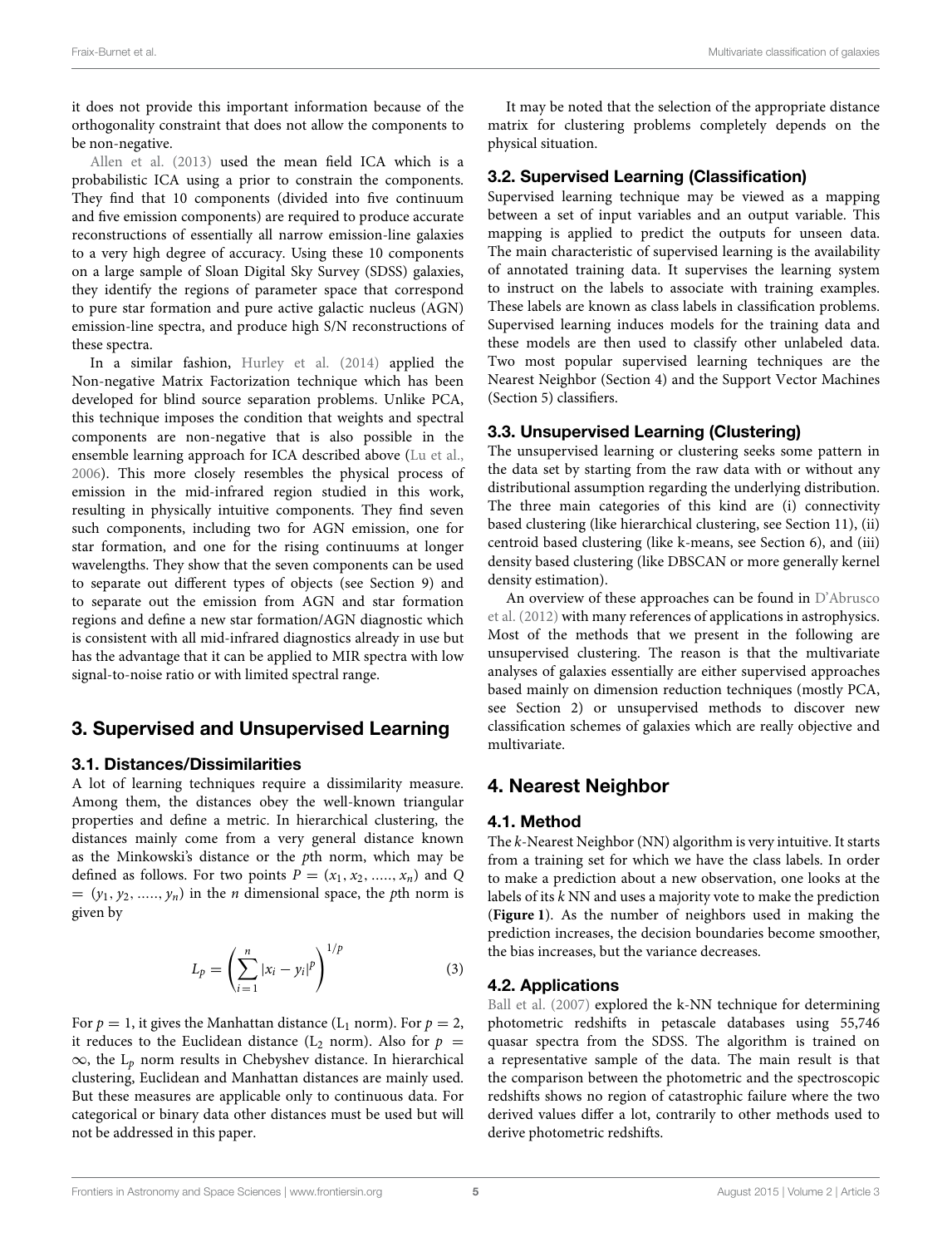it does not provide this important information because of the orthogonality constraint that does not allow the components to be non-negative.

Allen et al. (2013) used the mean field ICA which is a probabilistic ICA using a prior to constrain the components. They find that 10 components (divided into five continuum and five emission components) are required to produce accurate reconstructions of essentially all narrow emission-line galaxies to a very high degree of accuracy. Using these 10 components on a large sample of Sloan Digital Sky Survey (SDSS) galaxies, they identify the regions of parameter space that correspond to pure star formation and pure active galactic nucleus (AGN) emission-line spectra, and produce high S/N reconstructions of these spectra.

In a similar fashion, Hurley et al. (2014) applied the Non-negative Matrix Factorization technique which has been developed for blind source separation problems. Unlike PCA, this technique imposes the condition that weights and spectral components are non-negative that is also possible in the ensemble learning approach for ICA described above (Lu et al., 2006). This more closely resembles the physical process of emission in the mid-infrared region studied in this work, resulting in physically intuitive components. They find seven such components, including two for AGN emission, one for star formation, and one for the rising continuums at longer wavelengths. They show that the seven components can be used to separate out different types of objects (see Section 9) and to separate out the emission from AGN and star formation regions and define a new star formation/AGN diagnostic which is consistent with all mid-infrared diagnostics already in use but has the advantage that it can be applied to MIR spectra with low signal-to-noise ratio or with limited spectral range.

## 3. Supervised and Unsupervised Learning

### 3.1. Distances/Dissimilarities

A lot of learning techniques require a dissimilarity measure. Among them, the distances obey the well-known triangular properties and define a metric. In hierarchical clustering, the distances mainly come from a very general distance known as the Minkowski's distance or the $p$th norm, which may be defined as follows. For two points $P = (x_1, x_2, \ldots\ldots, x_n)$ and $Q = (y_1, y_2, \ldots\ldots, y_n)$ in the $n$ dimensional space, the $p$th norm is given by

$$L_p = \left( \sum_{i=1}^{n} |x_i - y_i|^p \right)^{1/p} \tag{3}$$

For $p = 1$, it gives the Manhattan distance ($L_1$ norm). For $p = 2$, it reduces to the Euclidean distance ($L_2$ norm). Also for $p = \infty$, the $L_p$ norm results in Chebyshev distance. In hierarchical clustering, Euclidean and Manhattan distances are mainly used. But these measures are applicable only to continuous data. For categorical or binary data other distances must be used but will not be addressed in this paper.

It may be noted that the selection of the appropriate distance matrix for clustering problems completely depends on the physical situation.

### 3.2. Supervised Learning (Classification)

Supervised learning technique may be viewed as a mapping between a set of input variables and an output variable. This mapping is applied to predict the outputs for unseen data. The main characteristic of supervised learning is the availability of annotated training data. It supervises the learning system to instruct on the labels to associate with training examples. These labels are known as class labels in classification problems. Supervised learning induces models for the training data and these models are then used to classify other unlabeled data. Two most popular supervised learning techniques are the Nearest Neighbor (Section 4) and the Support Vector Machines (Section 5) classifiers.

### 3.3. Unsupervised Learning (Clustering)

The unsupervised learning or clustering seeks some pattern in the data set by starting from the raw data with or without any distributional assumption regarding the underlying distribution. The three main categories of this kind are (i) connectivity based clustering (like hierarchical clustering, see Section 11), (ii) centroid based clustering (like k-means, see Section 6), and (iii) density based clustering (like DBSCAN or more generally kernel density estimation).

An overview of these approaches can be found in D'Abrusco et al. (2012) with many references of applications in astrophysics. Most of the methods that we present in the following are unsupervised clustering. The reason is that the multivariate analyses of galaxies essentially are either supervised approaches based mainly on dimension reduction techniques (mostly PCA, see Section 2) or unsupervised methods to discover new classification schemes of galaxies which are really objective and multivariate.

## 4. Nearest Neighbor

### 4.1. Method

The $k$-Nearest Neighbor (NN) algorithm is very intuitive. It starts from a training set for which we have the class labels. In order to make a prediction about a new observation, one looks at the labels of its $k$ NN and uses a majority vote to make the prediction (**Figure 1**). As the number of neighbors used in making the prediction increases, the decision boundaries become smoother, the bias increases, but the variance decreases.

### 4.2. Applications

Ball et al. (2007) explored the k-NN technique for determining photometric redshifts in petascale databases using 55,746 quasar spectra from the SDSS. The algorithm is trained on a representative sample of the data. The main result is that the comparison between the photometric and the spectroscopic redshifts shows no region of catastrophic failure where the two derived values differ a lot, contrarily to other methods used to derive photometric redshifts.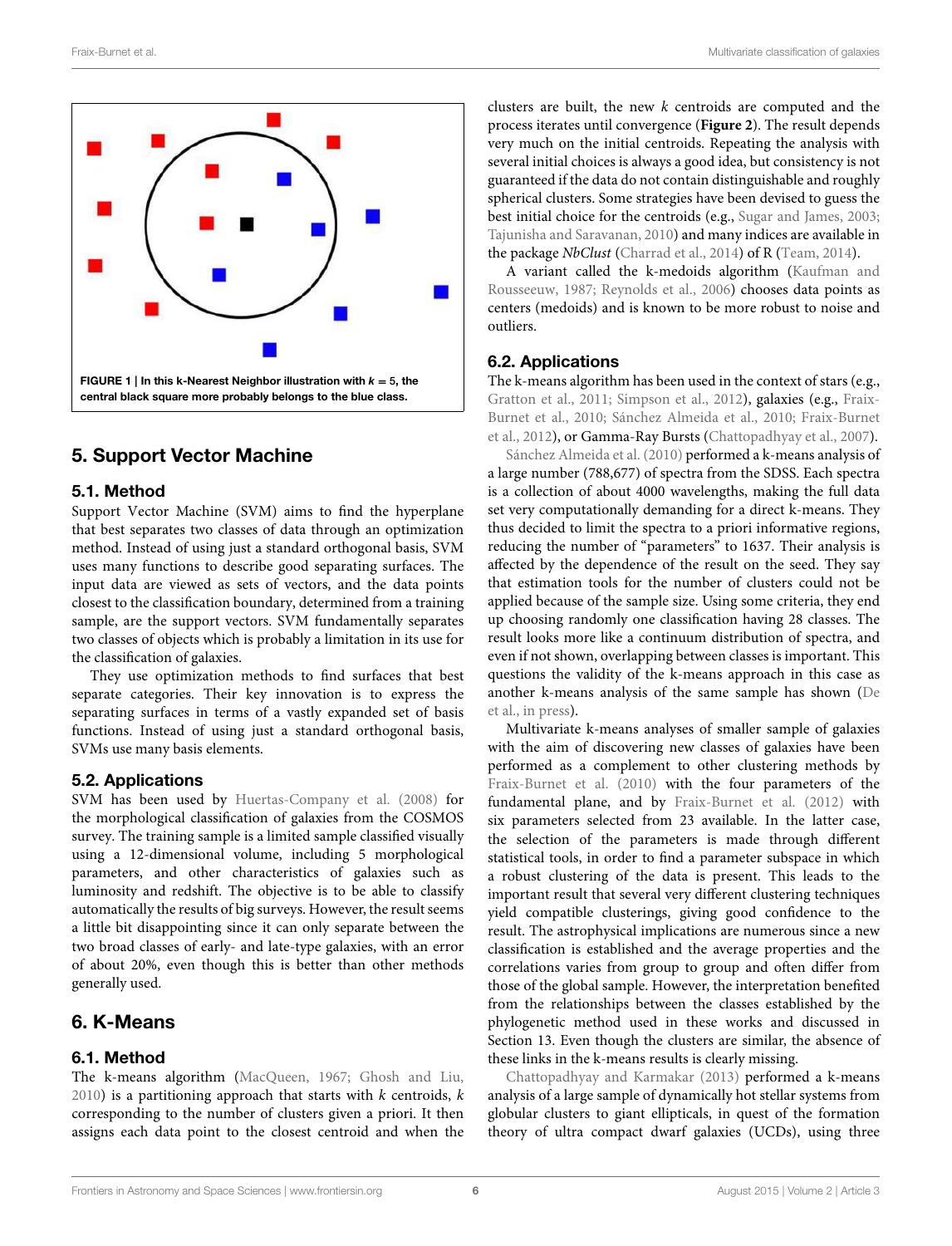FIGURE 1 | In this k-Nearest Neighbor illustration with $k = 5$, the central black square more probably belongs to the blue class.

## 5. Support Vector Machine

### 5.1. Method

Support Vector Machine (SVM) aims to find the hyperplane that best separates two classes of data through an optimization method. Instead of using just a standard orthogonal basis, SVM uses many functions to describe good separating surfaces. The input data are viewed as sets of vectors, and the data points closest to the classification boundary, determined from a training sample, are the support vectors. SVM fundamentally separates two classes of objects which is probably a limitation in its use for the classification of galaxies.

They use optimization methods to find surfaces that best separate categories. Their key innovation is to express the separating surfaces in terms of a vastly expanded set of basis functions. Instead of using just a standard orthogonal basis, SVMs use many basis elements.

### 5.2. Applications

SVM has been used by Huertas-Company et al. (2008) for the morphological classification of galaxies from the COSMOS survey. The training sample is a limited sample classified visually using a 12-dimensional volume, including 5 morphological parameters, and other characteristics of galaxies such as luminosity and redshift. The objective is to be able to classify automatically the results of big surveys. However, the result seems a little bit disappointing since it can only separate between the two broad classes of early- and late-type galaxies, with an error of about 20%, even though this is better than other methods generally used.

## 6. K-Means

### 6.1. Method

The k-means algorithm (MacQueen, 1967; Ghosh and Liu, 2010) is a partitioning approach that starts with $k$ centroids, $k$ corresponding to the number of clusters given a priori. It then assigns each data point to the closest centroid and when the clusters are built, the new $k$ centroids are computed and the process iterates until convergence (**Figure 2**). The result depends very much on the initial centroids. Repeating the analysis with several initial choices is always a good idea, but consistency is not guaranteed if the data do not contain distinguishable and roughly spherical clusters. Some strategies have been devised to guess the best initial choice for the centroids (e.g., Sugar and James, 2003; Tajunisha and Saravanan, 2010) and many indices are available in the package *NbClust* (Charrad et al., 2014) of R (Team, 2014).

A variant called the k-medoids algorithm (Kaufman and Rousseeuw, 1987; Reynolds et al., 2006) chooses data points as centers (medoids) and is known to be more robust to noise and outliers.

### 6.2. Applications

The k-means algorithm has been used in the context of stars (e.g., Gratton et al., 2011; Simpson et al., 2012), galaxies (e.g., Fraix-Burnet et al., 2010; Sánchez Almeida et al., 2010; Fraix-Burnet et al., 2012), or Gamma-Ray Bursts (Chattopadhyay et al., 2007).

Sánchez Almeida et al. (2010) performed a k-means analysis of a large number (788,677) of spectra from the SDSS. Each spectra is a collection of about 4000 wavelengths, making the full data set very computationally demanding for a direct k-means. They thus decided to limit the spectra to a priori informative regions, reducing the number of "parameters" to 1637. Their analysis is affected by the dependence of the result on the seed. They say that estimation tools for the number of clusters could not be applied because of the sample size. Using some criteria, they end up choosing randomly one classification having 28 classes. The result looks more like a continuum distribution of spectra, and even if not shown, overlapping between classes is important. This questions the validity of the k-means approach in this case as another k-means analysis of the same sample has shown (De et al., in press).

Multivariate k-means analyses of smaller sample of galaxies with the aim of discovering new classes of galaxies have been performed as a complement to other clustering methods by Fraix-Burnet et al. (2010) with the four parameters of the fundamental plane, and by Fraix-Burnet et al. (2012) with six parameters selected from 23 available. In the latter case, the selection of the parameters is made through different statistical tools, in order to find a parameter subspace in which a robust clustering of the data is present. This leads to the important result that several very different clustering techniques yield compatible clusterings, giving good confidence to the result. The astrophysical implications are numerous since a new classification is established and the average properties and the correlations varies from group to group and often differ from those of the global sample. However, the interpretation benefited from the relationships between the classes established by the phylogenetic method used in these works and discussed in Section 13. Even though the clusters are similar, the absence of these links in the k-means results is clearly missing.

Chattopadhyay and Karmakar (2013) performed a k-means analysis of a large sample of dynamically hot stellar systems from globular clusters to giant ellipticals, in quest of the formation theory of ultra compact dwarf galaxies (UCDs), using three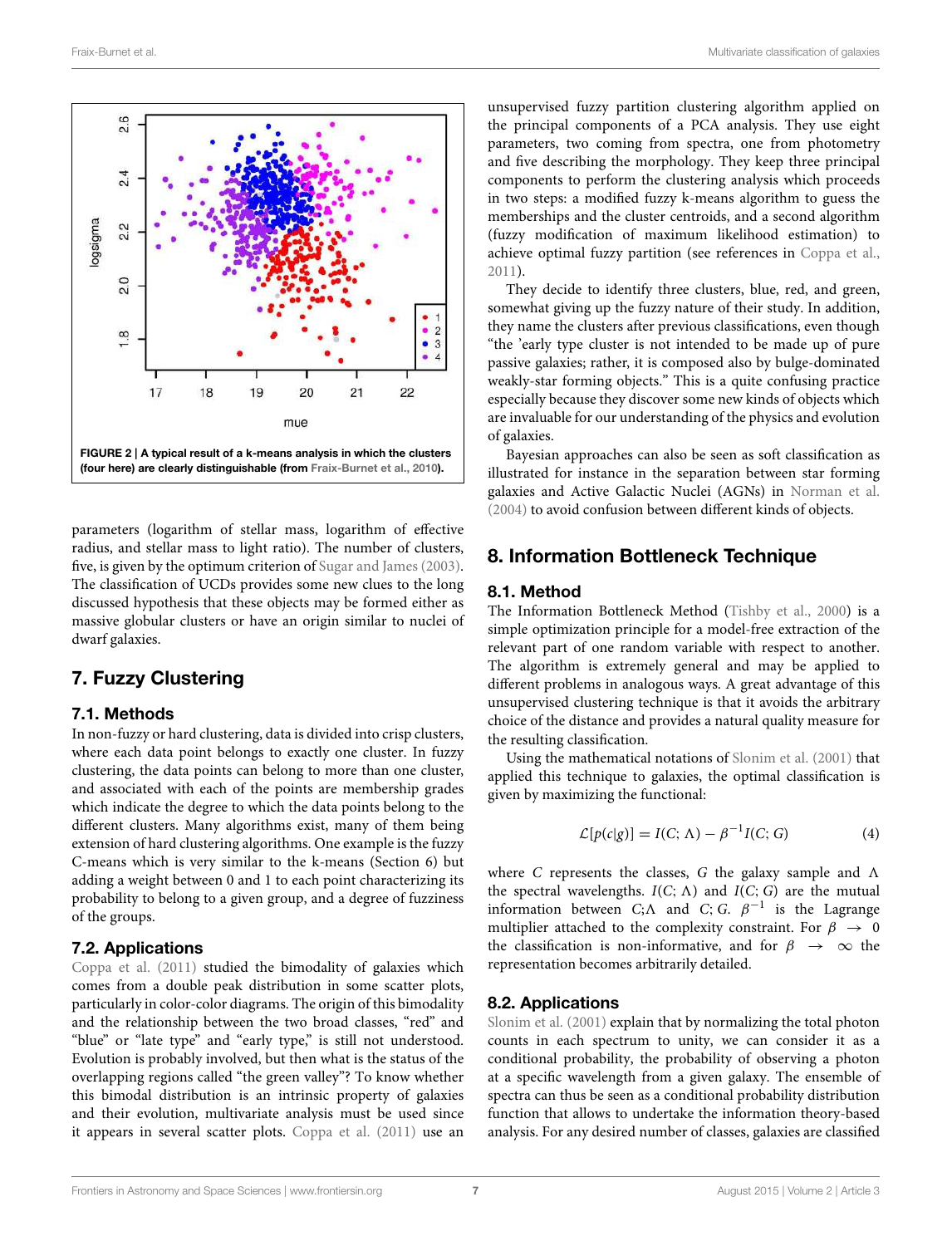FIGURE 2 | A typical result of a k-means analysis in which the clusters (four here) are clearly distinguishable (from Fraix-Burnet et al., 2010).

parameters (logarithm of stellar mass, logarithm of effective radius, and stellar mass to light ratio). The number of clusters, five, is given by the optimum criterion of Sugar and James (2003). The classification of UCDs provides some new clues to the long discussed hypothesis that these objects may be formed either as massive globular clusters or have an origin similar to nuclei of dwarf galaxies.

## 7. Fuzzy Clustering

### 7.1. Methods

In non-fuzzy or hard clustering, data is divided into crisp clusters, where each data point belongs to exactly one cluster. In fuzzy clustering, the data points can belong to more than one cluster, and associated with each of the points are membership grades which indicate the degree to which the data points belong to the different clusters. Many algorithms exist, many of them being extension of hard clustering algorithms. One example is the fuzzy C-means which is very similar to the k-means (Section 6) but adding a weight between 0 and 1 to each point characterizing its probability to belong to a given group, and a degree of fuzziness of the groups.

### 7.2. Applications

Coppa et al. (2011) studied the bimodality of galaxies which comes from a double peak distribution in some scatter plots, particularly in color-color diagrams. The origin of this bimodality and the relationship between the two broad classes, "red" and "blue" or "late type" and "early type," is still not understood. Evolution is probably involved, but then what is the status of the overlapping regions called "the green valley"? To know whether this bimodal distribution is an intrinsic property of galaxies and their evolution, multivariate analysis must be used since it appears in several scatter plots. Coppa et al. (2011) use an unsupervised fuzzy partition clustering algorithm applied on the principal components of a PCA analysis. They use eight parameters, two coming from spectra, one from photometry and five describing the morphology. They keep three principal components to perform the clustering analysis which proceeds in two steps: a modified fuzzy k-means algorithm to guess the memberships and the cluster centroids, and a second algorithm (fuzzy modification of maximum likelihood estimation) to achieve optimal fuzzy partition (see references in Coppa et al., 2011).

They decide to identify three clusters, blue, red, and green, somewhat giving up the fuzzy nature of their study. In addition, they name the clusters after previous classifications, even though "the 'early type cluster is not intended to be made up of pure passive galaxies; rather, it is composed also by bulge-dominated weakly-star forming objects." This is a quite confusing practice especially because they discover some new kinds of objects which are invaluable for our understanding of the physics and evolution of galaxies.

Bayesian approaches can also be seen as soft classification as illustrated for instance in the separation between star forming galaxies and Active Galactic Nuclei (AGNs) in Norman et al. (2004) to avoid confusion between different kinds of objects.

## 8. Information Bottleneck Technique

### 8.1. Method

The Information Bottleneck Method (Tishby et al., 2000) is a simple optimization principle for a model-free extraction of the relevant part of one random variable with respect to another. The algorithm is extremely general and may be applied to different problems in analogous ways. A great advantage of this unsupervised clustering technique is that it avoids the arbitrary choice of the distance and provides a natural quality measure for the resulting classification.

Using the mathematical notations of Slonim et al. (2001) that applied this technique to galaxies, the optimal classification is given by maximizing the functional:

$$\mathcal{L}[p(c|g)] = I(C; \Lambda) - \beta^{-1} I(C; G) \tag{4}$$

where $C$ represents the classes, $G$ the galaxy sample and $\Lambda$ the spectral wavelengths. $I(C; \Lambda)$ and $I(C; G)$ are the mutual information between $C;\Lambda$ and $C; G$. $\beta^{-1}$ is the Lagrange multiplier attached to the complexity constraint. For $\beta \rightarrow 0$ the classification is non-informative, and for $\beta \rightarrow \infty$ the representation becomes arbitrarily detailed.

### 8.2. Applications

Slonim et al. (2001) explain that by normalizing the total photon counts in each spectrum to unity, we can consider it as a conditional probability, the probability of observing a photon at a specific wavelength from a given galaxy. The ensemble of spectra can thus be seen as a conditional probability distribution function that allows to undertake the information theory-based analysis. For any desired number of classes, galaxies are classified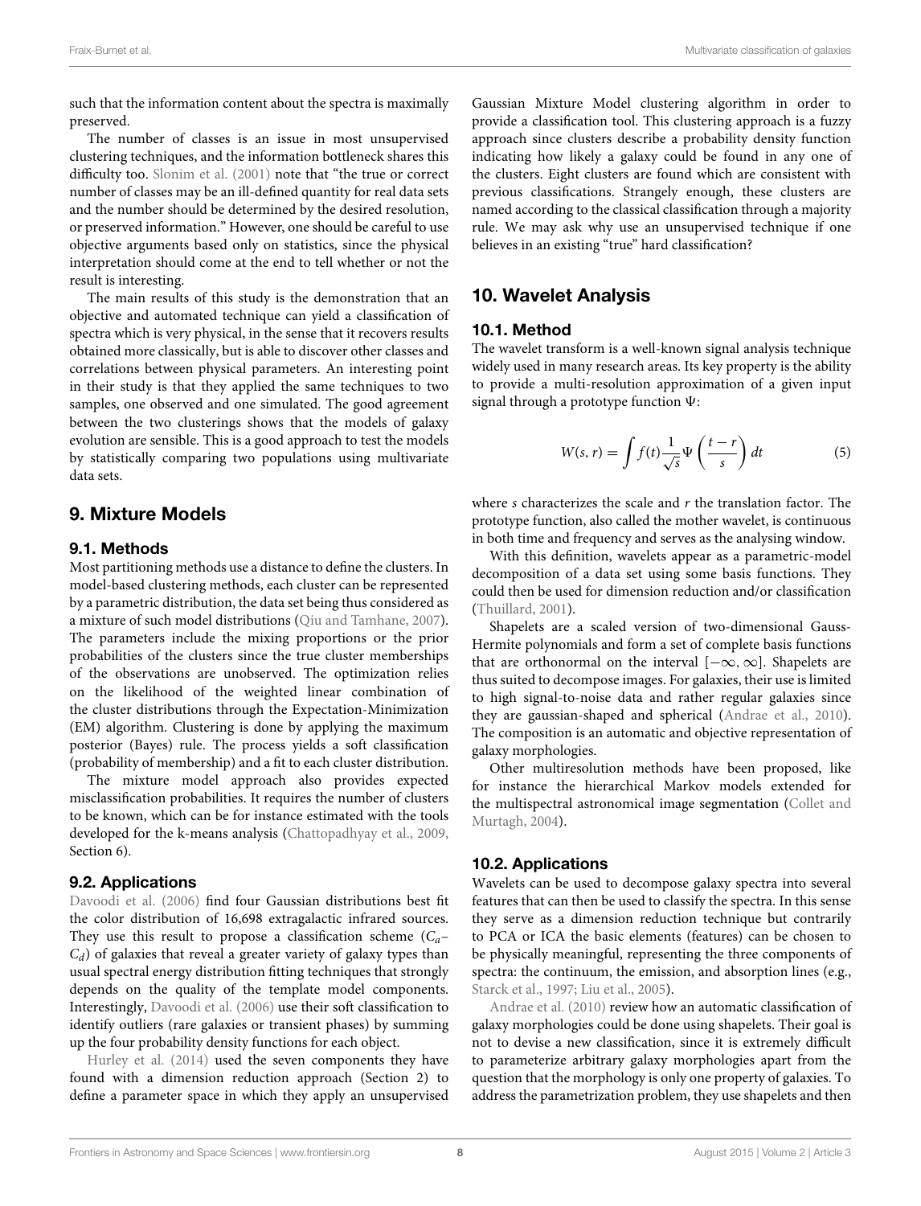such that the information content about the spectra is maximally preserved.

The number of classes is an issue in most unsupervised clustering techniques, and the information bottleneck shares this difficulty too. Slonim et al. (2001) note that "the true or correct number of classes may be an ill-defined quantity for real data sets and the number should be determined by the desired resolution, or preserved information." However, one should be careful to use objective arguments based only on statistics, since the physical interpretation should come at the end to tell whether or not the result is interesting.

The main results of this study is the demonstration that an objective and automated technique can yield a classification of spectra which is very physical, in the sense that it recovers results obtained more classically, but is able to discover other classes and correlations between physical parameters. An interesting point in their study is that they applied the same techniques to two samples, one observed and one simulated. The good agreement between the two clusterings shows that the models of galaxy evolution are sensible. This is a good approach to test the models by statistically comparing two populations using multivariate data sets.

## 9. Mixture Models

### 9.1. Methods

Most partitioning methods use a distance to define the clusters. In model-based clustering methods, each cluster can be represented by a parametric distribution, the data set being thus considered as a mixture of such model distributions (Qiu and Tamhane, 2007). The parameters include the mixing proportions or the prior probabilities of the clusters since the true cluster memberships of the observations are unobserved. The optimization relies on the likelihood of the weighted linear combination of the cluster distributions through the Expectation-Minimization (EM) algorithm. Clustering is done by applying the maximum posterior (Bayes) rule. The process yields a soft classification (probability of membership) and a fit to each cluster distribution.

The mixture model approach also provides expected misclassification probabilities. It requires the number of clusters to be known, which can be for instance estimated with the tools developed for the k-means analysis (Chattopadhyay et al., 2009, Section 6).

### 9.2. Applications

Davoodi et al. (2006) find four Gaussian distributions best fit the color distribution of 16,698 extragalactic infrared sources. They use this result to propose a classification scheme ($C_a$–$C_d$) of galaxies that reveal a greater variety of galaxy types than usual spectral energy distribution fitting techniques that strongly depends on the quality of the template model components. Interestingly, Davoodi et al. (2006) use their soft classification to identify outliers (rare galaxies or transient phases) by summing up the four probability density functions for each object.

Hurley et al. (2014) used the seven components they have found with a dimension reduction approach (Section 2) to define a parameter space in which they apply an unsupervised Gaussian Mixture Model clustering algorithm in order to provide a classification tool. This clustering approach is a fuzzy approach since clusters describe a probability density function indicating how likely a galaxy could be found in any one of the clusters. Eight clusters are found which are consistent with previous classifications. Strangely enough, these clusters are named according to the classical classification through a majority rule. We may ask why use an unsupervised technique if one believes in an existing "true" hard classification?

## 10. Wavelet Analysis

### 10.1. Method

The wavelet transform is a well-known signal analysis technique widely used in many research areas. Its key property is the ability to provide a multi-resolution approximation of a given input signal through a prototype function $\Psi$:

$$W(s, r) = \int f(t) \frac{1}{\sqrt{s}} \Psi\left(\frac{t-r}{s}\right) dt \tag{5}$$

where $s$ characterizes the scale and $r$ the translation factor. The prototype function, also called the mother wavelet, is continuous in both time and frequency and serves as the analysing window.

With this definition, wavelets appear as a parametric-model decomposition of a data set using some basis functions. They could then be used for dimension reduction and/or classification (Thuillard, 2001).

Shapelets are a scaled version of two-dimensional Gauss-Hermite polynomials and form a set of complete basis functions that are orthonormal on the interval $[-\infty, \infty]$. Shapelets are thus suited to decompose images. For galaxies, their use is limited to high signal-to-noise data and rather regular galaxies since they are gaussian-shaped and spherical (Andrae et al., 2010). The composition is an automatic and objective representation of galaxy morphologies.

Other multiresolution methods have been proposed, like for instance the hierarchical Markov models extended for the multispectral astronomical image segmentation (Collet and Murtagh, 2004).

### 10.2. Applications

Wavelets can be used to decompose galaxy spectra into several features that can then be used to classify the spectra. In this sense they serve as a dimension reduction technique but contrarily to PCA or ICA the basic elements (features) can be chosen to be physically meaningful, representing the three components of spectra: the continuum, the emission, and absorption lines (e.g., Starck et al., 1997; Liu et al., 2005).

Andrae et al. (2010) review how an automatic classification of galaxy morphologies could be done using shapelets. Their goal is not to devise a new classification, since it is extremely difficult to parameterize arbitrary galaxy morphologies apart from the question that the morphology is only one property of galaxies. To address the parametrization problem, they use shapelets and then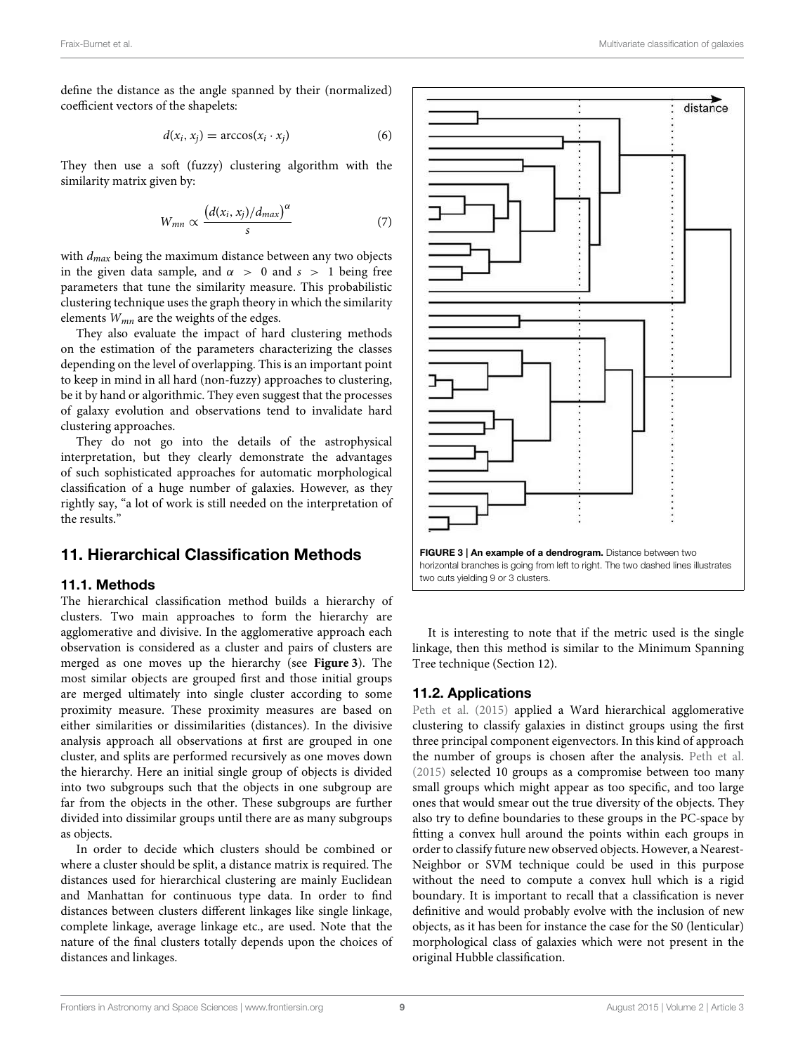define the distance as the angle spanned by their (normalized) coefficient vectors of the shapelets:

$$d(x_i, x_j) = \arccos(x_i \cdot x_j) \tag{6}$$

They then use a soft (fuzzy) clustering algorithm with the similarity matrix given by:

$$W_{mn} \propto \frac{\left(d(x_i, x_j)/d_{max}\right)^{\alpha}}{s} \tag{7}$$

with $d_{max}$ being the maximum distance between any two objects in the given data sample, and $\alpha > 0$ and $s > 1$ being free parameters that tune the similarity measure. This probabilistic clustering technique uses the graph theory in which the similarity elements $W_{mn}$ are the weights of the edges.

They also evaluate the impact of hard clustering methods on the estimation of the parameters characterizing the classes depending on the level of overlapping. This is an important point to keep in mind in all hard (non-fuzzy) approaches to clustering, be it by hand or algorithmic. They even suggest that the processes of galaxy evolution and observations tend to invalidate hard clustering approaches.

They do not go into the details of the astrophysical interpretation, but they clearly demonstrate the advantages of such sophisticated approaches for automatic morphological classification of a huge number of galaxies. However, as they rightly say, "a lot of work is still needed on the interpretation of the results."

## 11. Hierarchical Classification Methods

### 11.1. Methods

The hierarchical classification method builds a hierarchy of clusters. Two main approaches to form the hierarchy are agglomerative and divisive. In the agglomerative approach each observation is considered as a cluster and pairs of clusters are merged as one moves up the hierarchy (see **Figure 3**). The most similar objects are grouped first and those initial groups are merged ultimately into single cluster according to some proximity measure. These proximity measures are based on either similarities or dissimilarities (distances). In the divisive analysis approach all observations at first are grouped in one cluster, and splits are performed recursively as one moves down the hierarchy. Here an initial single group of objects is divided into two subgroups such that the objects in one subgroup are far from the objects in the other. These subgroups are further divided into dissimilar groups until there are as many subgroups as objects.

In order to decide which clusters should be combined or where a cluster should be split, a distance matrix is required. The distances used for hierarchical clustering are mainly Euclidean and Manhattan for continuous type data. In order to find distances between clusters different linkages like single linkage, complete linkage, average linkage etc., are used. Note that the nature of the final clusters totally depends upon the choices of distances and linkages.

**FIGURE 3 | An example of a dendrogram.** Distance between two horizontal branches is going from left to right. The two dashed lines illustrates two cuts yielding 9 or 3 clusters.

It is interesting to note that if the metric used is the single linkage, then this method is similar to the Minimum Spanning Tree technique (Section 12).

### 11.2. Applications

Peth et al. (2015) applied a Ward hierarchical agglomerative clustering to classify galaxies in distinct groups using the first three principal component eigenvectors. In this kind of approach the number of groups is chosen after the analysis. Peth et al. (2015) selected 10 groups as a compromise between too many small groups which might appear as too specific, and too large ones that would smear out the true diversity of the objects. They also try to define boundaries to these groups in the PC-space by fitting a convex hull around the points within each groups in order to classify future new observed objects. However, a Nearest-Neighbor or SVM technique could be used in this purpose without the need to compute a convex hull which is a rigid boundary. It is important to recall that a classification is never definitive and would probably evolve with the inclusion of new objects, as it has been for instance the case for the S0 (lenticular) morphological class of galaxies which were not present in the original Hubble classification.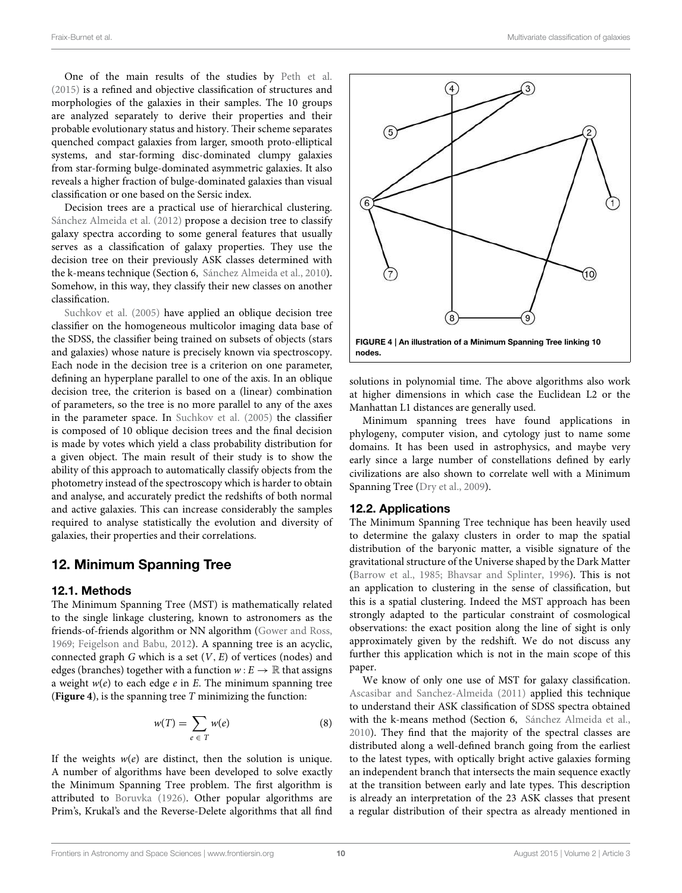One of the main results of the studies by Peth et al. (2015) is a refined and objective classification of structures and morphologies of the galaxies in their samples. The 10 groups are analyzed separately to derive their properties and their probable evolutionary status and history. Their scheme separates quenched compact galaxies from larger, smooth proto-elliptical systems, and star-forming disc-dominated clumpy galaxies from star-forming bulge-dominated asymmetric galaxies. It also reveals a higher fraction of bulge-dominated galaxies than visual classification or one based on the Sersic index.

Decision trees are a practical use of hierarchical clustering. Sánchez Almeida et al. (2012) propose a decision tree to classify galaxy spectra according to some general features that usually serves as a classification of galaxy properties. They use the decision tree on their previously ASK classes determined with the k-means technique (Section 6, Sánchez Almeida et al., 2010). Somehow, in this way, they classify their new classes on another classification.

Suchkov et al. (2005) have applied an oblique decision tree classifier on the homogeneous multicolor imaging data base of the SDSS, the classifier being trained on subsets of objects (stars and galaxies) whose nature is precisely known via spectroscopy. Each node in the decision tree is a criterion on one parameter, defining an hyperplane parallel to one of the axis. In an oblique decision tree, the criterion is based on a (linear) combination of parameters, so the tree is no more parallel to any of the axes in the parameter space. In Suchkov et al. (2005) the classifier is composed of 10 oblique decision trees and the final decision is made by votes which yield a class probability distribution for a given object. The main result of their study is to show the ability of this approach to automatically classify objects from the photometry instead of the spectroscopy which is harder to obtain and analyse, and accurately predict the redshifts of both normal and active galaxies. This can increase considerably the samples required to analyse statistically the evolution and diversity of galaxies, their properties and their correlations.

## 12. Minimum Spanning Tree

### 12.1. Methods

The Minimum Spanning Tree (MST) is mathematically related to the single linkage clustering, known to astronomers as the friends-of-friends algorithm or NN algorithm (Gower and Ross, 1969; Feigelson and Babu, 2012). A spanning tree is an acyclic, connected graph $G$ which is a set $(V, E)$ of vertices (nodes) and edges (branches) together with a function $w : E \to \mathbb{R}$ that assigns a weight $w(e)$ to each edge $e$ in $E$. The minimum spanning tree (**Figure 4**), is the spanning tree $T$ minimizing the function:

$$w(T) = \sum_{e \in T} w(e) \tag{8}$$

If the weights $w(e)$ are distinct, then the solution is unique. A number of algorithms have been developed to solve exactly the Minimum Spanning Tree problem. The first algorithm is attributed to Boruvka (1926). Other popular algorithms are Prim's, Krukal's and the Reverse-Delete algorithms that all find solutions in polynomial time. The above algorithms also work at higher dimensions in which case the Euclidean L2 or the Manhattan L1 distances are generally used.

**FIGURE 4 | An illustration of a Minimum Spanning Tree linking 10 nodes.**

Minimum spanning trees have found applications in phylogeny, computer vision, and cytology just to name some domains. It has been used in astrophysics, and maybe very early since a large number of constellations defined by early civilizations are also shown to correlate well with a Minimum Spanning Tree (Dry et al., 2009).

### 12.2. Applications

The Minimum Spanning Tree technique has been heavily used to determine the galaxy clusters in order to map the spatial distribution of the baryonic matter, a visible signature of the gravitational structure of the Universe shaped by the Dark Matter (Barrow et al., 1985; Bhavsar and Splinter, 1996). This is not an application to clustering in the sense of classification, but this is a spatial clustering. Indeed the MST approach has been strongly adapted to the particular constraint of cosmological observations: the exact position along the line of sight is only approximately given by the redshift. We do not discuss any further this application which is not in the main scope of this paper.

We know of only one use of MST for galaxy classification. Ascasibar and Sanchez-Almeida (2011) applied this technique to understand their ASK classification of SDSS spectra obtained with the k-means method (Section 6, Sánchez Almeida et al., 2010). They find that the majority of the spectral classes are distributed along a well-defined branch going from the earliest to the latest types, with optically bright active galaxies forming an independent branch that intersects the main sequence exactly at the transition between early and late types. This description is already an interpretation of the 23 ASK classes that present a regular distribution of their spectra as already mentioned in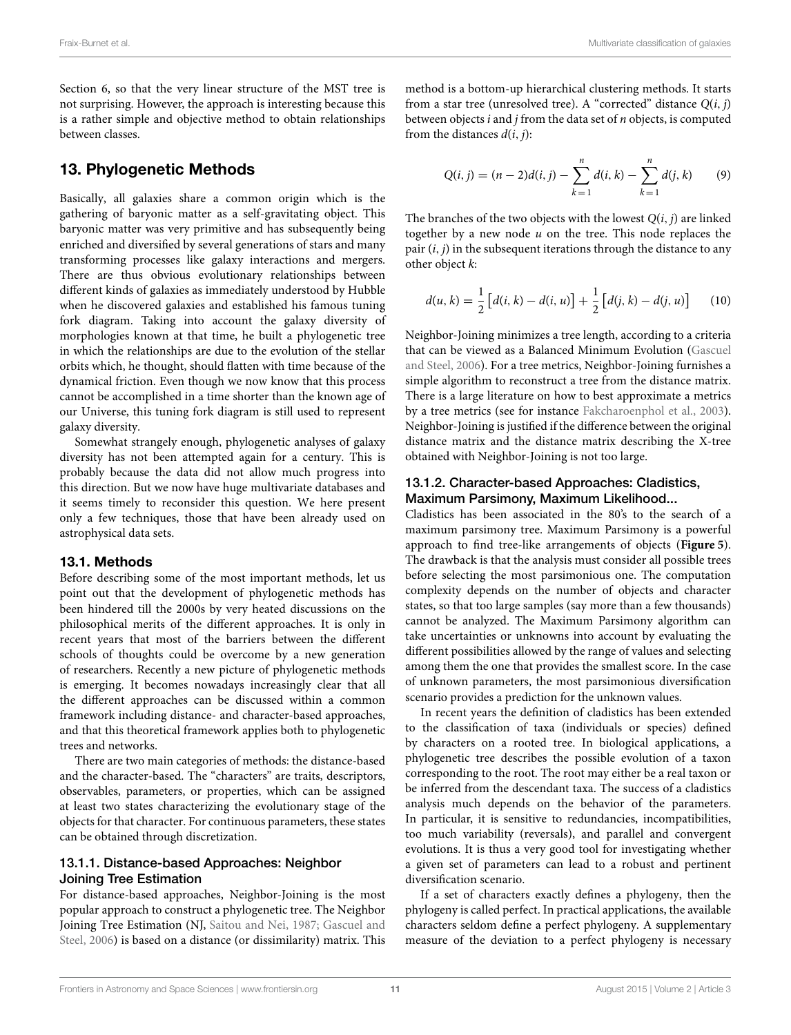Section 6, so that the very linear structure of the MST tree is not surprising. However, the approach is interesting because this is a rather simple and objective method to obtain relationships between classes.

## 13. Phylogenetic Methods

Basically, all galaxies share a common origin which is the gathering of baryonic matter as a self-gravitating object. This baryonic matter was very primitive and has subsequently being enriched and diversified by several generations of stars and many transforming processes like galaxy interactions and mergers. There are thus obvious evolutionary relationships between different kinds of galaxies as immediately understood by Hubble when he discovered galaxies and established his famous tuning fork diagram. Taking into account the galaxy diversity of morphologies known at that time, he built a phylogenetic tree in which the relationships are due to the evolution of the stellar orbits which, he thought, should flatten with time because of the dynamical friction. Even though we now know that this process cannot be accomplished in a time shorter than the known age of our Universe, this tuning fork diagram is still used to represent galaxy diversity.

Somewhat strangely enough, phylogenetic analyses of galaxy diversity has not been attempted again for a century. This is probably because the data did not allow much progress into this direction. But we now have huge multivariate databases and it seems timely to reconsider this question. We here present only a few techniques, those that have been already used on astrophysical data sets.

### 13.1. Methods

Before describing some of the most important methods, let us point out that the development of phylogenetic methods has been hindered till the 2000s by very heated discussions on the philosophical merits of the different approaches. It is only in recent years that most of the barriers between the different schools of thoughts could be overcome by a new generation of researchers. Recently a new picture of phylogenetic methods is emerging. It becomes nowadays increasingly clear that all the different approaches can be discussed within a common framework including distance- and character-based approaches, and that this theoretical framework applies both to phylogenetic trees and networks.

There are two main categories of methods: the distance-based and the character-based. The "characters" are traits, descriptors, observables, parameters, or properties, which can be assigned at least two states characterizing the evolutionary stage of the objects for that character. For continuous parameters, these states can be obtained through discretization.

#### 13.1.1. Distance-based Approaches: Neighbor Joining Tree Estimation

For distance-based approaches, Neighbor-Joining is the most popular approach to construct a phylogenetic tree. The Neighbor Joining Tree Estimation (NJ, Saitou and Nei, 1987; Gascuel and Steel, 2006) is based on a distance (or dissimilarity) matrix. This method is a bottom-up hierarchical clustering methods. It starts from a star tree (unresolved tree). A "corrected" distance $Q(i, j)$ between objects $i$ and $j$ from the data set of $n$ objects, is computed from the distances $d(i, j)$:

$$Q(i, j) = (n - 2)d(i, j) - \sum_{k=1}^{n} d(i, k) - \sum_{k=1}^{n} d(j, k) \qquad (9)$$

The branches of the two objects with the lowest $Q(i, j)$ are linked together by a new node $u$ on the tree. This node replaces the pair $(i, j)$ in the subsequent iterations through the distance to any other object $k$:

$$d(u, k) = \frac{1}{2}\left[d(i, k) - d(i, u)\right] + \frac{1}{2}\left[d(j, k) - d(j, u)\right] \qquad (10)$$

Neighbor-Joining minimizes a tree length, according to a criteria that can be viewed as a Balanced Minimum Evolution (Gascuel and Steel, 2006). For a tree metrics, Neighbor-Joining furnishes a simple algorithm to reconstruct a tree from the distance matrix. There is a large literature on how to best approximate a metrics by a tree metrics (see for instance Fakcharoenphol et al., 2003). Neighbor-Joining is justified if the difference between the original distance matrix and the distance matrix describing the X-tree obtained with Neighbor-Joining is not too large.

#### 13.1.2. Character-based Approaches: Cladistics, Maximum Parsimony, Maximum Likelihood...

Cladistics has been associated in the 80's to the search of a maximum parsimony tree. Maximum Parsimony is a powerful approach to find tree-like arrangements of objects (**Figure 5**). The drawback is that the analysis must consider all possible trees before selecting the most parsimonious one. The computation complexity depends on the number of objects and character states, so that too large samples (say more than a few thousands) cannot be analyzed. The Maximum Parsimony algorithm can take uncertainties or unknowns into account by evaluating the different possibilities allowed by the range of values and selecting among them the one that provides the smallest score. In the case of unknown parameters, the most parsimonious diversification scenario provides a prediction for the unknown values.

In recent years the definition of cladistics has been extended to the classification of taxa (individuals or species) defined by characters on a rooted tree. In biological applications, a phylogenetic tree describes the possible evolution of a taxon corresponding to the root. The root may either be a real taxon or be inferred from the descendant taxa. The success of a cladistics analysis much depends on the behavior of the parameters. In particular, it is sensitive to redundancies, incompatibilities, too much variability (reversals), and parallel and convergent evolutions. It is thus a very good tool for investigating whether a given set of parameters can lead to a robust and pertinent diversification scenario.

If a set of characters exactly defines a phylogeny, then the phylogeny is called perfect. In practical applications, the available characters seldom define a perfect phylogeny. A supplementary measure of the deviation to a perfect phylogeny is necessary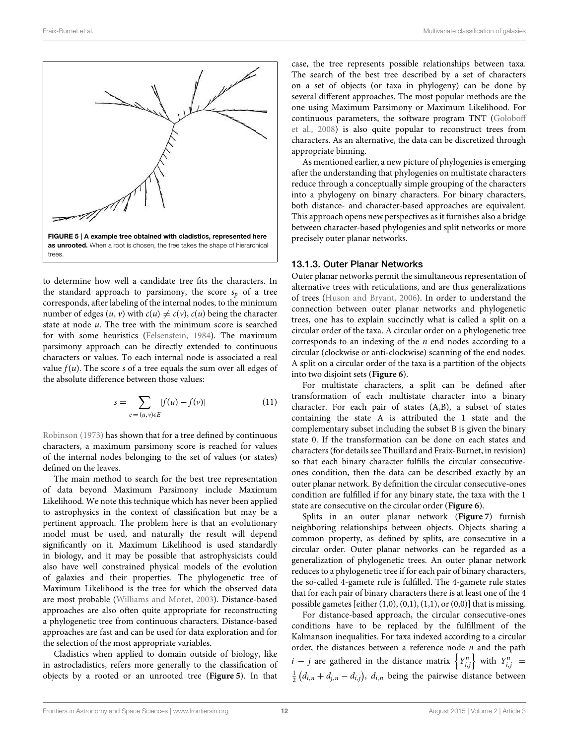FIGURE 5 | A example tree obtained with cladistics, represented here as unrooted. When a root is chosen, the tree takes the shape of hierarchical trees.

to determine how well a candidate tree fits the characters. In the standard approach to parsimony, the score $s_p$ of a tree corresponds, after labeling of the internal nodes, to the minimum number of edges $(u, v)$ with $c(u) \neq c(v)$, $c(u)$ being the character state at node $u$. The tree with the minimum score is searched for with some heuristics (Felsenstein, 1984). The maximum parsimony approach can be directly extended to continuous characters or values. To each internal node is associated a real value $f(u)$. The score $s$ of a tree equals the sum over all edges of the absolute difference between those values:

$$s = \sum_{e=(u,v)\epsilon E} |f(u) - f(v)| \tag{11}$$

Robinson (1973) has shown that for a tree defined by continuous characters, a maximum parsimony score is reached for values of the internal nodes belonging to the set of values (or states) defined on the leaves.

The main method to search for the best tree representation of data beyond Maximum Parsimony include Maximum Likelihood. We note this technique which has never been applied to astrophysics in the context of classification but may be a pertinent approach. The problem here is that an evolutionary model must be used, and naturally the result will depend significantly on it. Maximum Likelihood is used standardly in biology, and it may be possible that astrophysicists could also have well constrained physical models of the evolution of galaxies and their properties. The phylogenetic tree of Maximum Likelihood is the tree for which the observed data are most probable (Williams and Moret, 2003). Distance-based approaches are also often quite appropriate for reconstructing a phylogenetic tree from continuous characters. Distance-based approaches are fast and can be used for data exploration and for the selection of the most appropriate variables.

Cladistics when applied to domain outside of biology, like in astrocladistics, refers more generally to the classification of objects by a rooted or an unrooted tree (**Figure 5**). In that case, the tree represents possible relationships between taxa. The search of the best tree described by a set of characters on a set of objects (or taxa in phylogeny) can be done by several different approaches. The most popular methods are the one using Maximum Parsimony or Maximum Likelihood. For continuous parameters, the software program TNT (Goloboff et al., 2008) is also quite popular to reconstruct trees from characters. As an alternative, the data can be discretized through appropriate binning.

As mentioned earlier, a new picture of phylogenies is emerging after the understanding that phylogenies on multistate characters reduce through a conceptually simple grouping of the characters into a phylogeny on binary characters. For binary characters, both distance- and character-based approaches are equivalent. This approach opens new perspectives as it furnishes also a bridge between character-based phylogenies and split networks or more precisely outer planar networks.

### 13.1.3. Outer Planar Networks

Outer planar networks permit the simultaneous representation of alternative trees with reticulations, and are thus generalizations of trees (Huson and Bryant, 2006). In order to understand the connection between outer planar networks and phylogenetic trees, one has to explain succinctly what is called a split on a circular order of the taxa. A circular order on a phylogenetic tree corresponds to an indexing of the $n$ end nodes according to a circular (clockwise or anti-clockwise) scanning of the end nodes. A split on a circular order of the taxa is a partition of the objects into two disjoint sets (**Figure 6**).

For multistate characters, a split can be defined after transformation of each multistate character into a binary character. For each pair of states (A,B), a subset of states containing the state A is attributed the 1 state and the complementary subset including the subset B is given the binary state 0. If the transformation can be done on each states and characters (for details see Thuillard and Fraix-Burnet, in revision) so that each binary character fulfills the circular consecutive-ones condition, then the data can be described exactly by an outer planar network. By definition the circular consecutive-ones condition are fulfilled if for any binary state, the taxa with the 1 state are consecutive on the circular order (**Figure 6**).

Splits in an outer planar network (**Figure 7**) furnish neighboring relationships between objects. Objects sharing a common property, as defined by splits, are consecutive in a circular order. Outer planar networks can be regarded as a generalization of phylogenetic trees. An outer planar network reduces to a phylogenetic tree if for each pair of binary characters, the so-called 4-gamete rule is fulfilled. The 4-gamete rule states that for each pair of binary characters there is at least one of the 4 possible gametes [either (1,0), (0,1), (1,1), or (0,0)] that is missing.

For distance-based approach, the circular consecutive-ones conditions have to be replaced by the fulfillment of the Kalmanson inequalities. For taxa indexed according to a circular order, the distances between a reference node $n$ and the path $i - j$ are gathered in the distance matrix $\left\{Y_{i,j}^{n}\right\}$ with $Y_{i,j}^{n} = \frac{1}{2}\left(d_{i,n} + d_{j,n} - d_{i,j}\right)$, $d_{i,n}$ being the pairwise distance between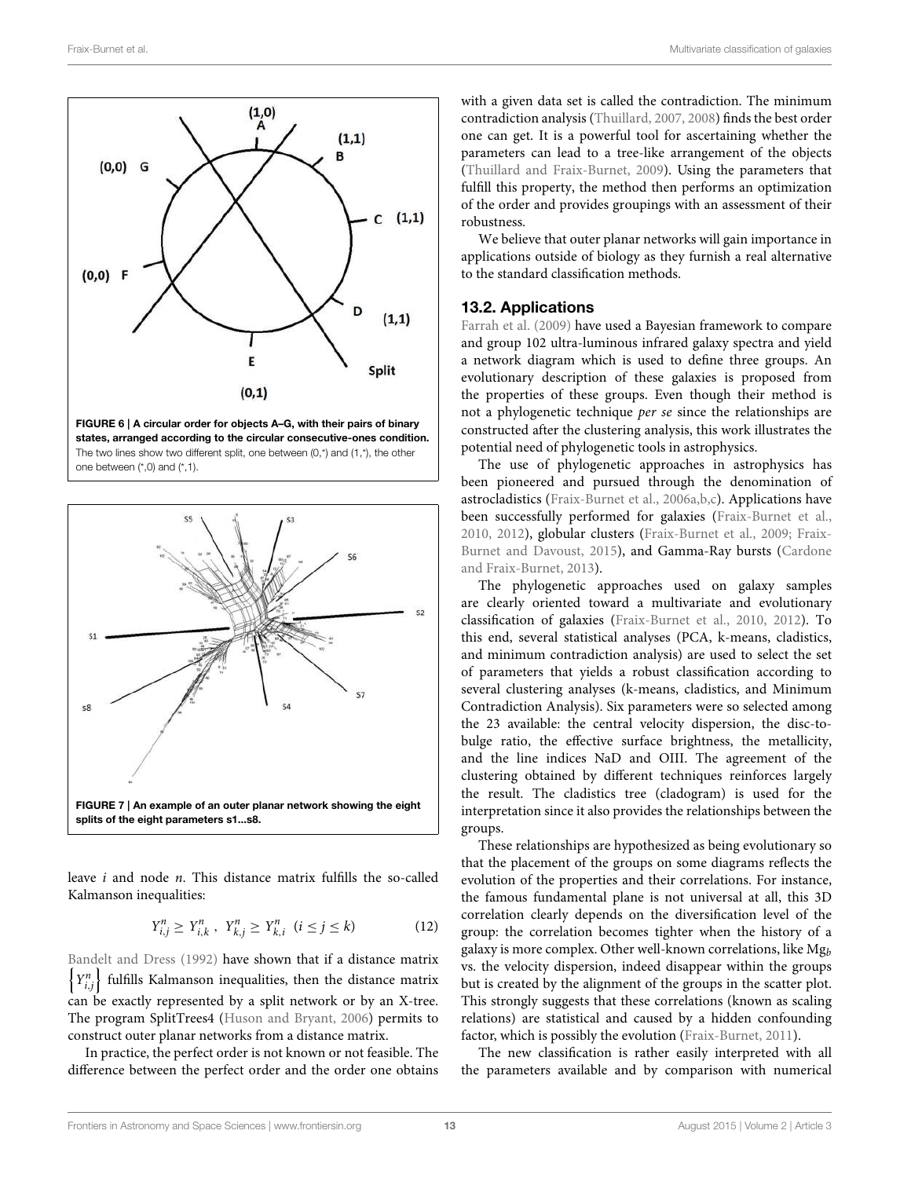FIGURE 6 | A circular order for objects A–G, with their pairs of binary states, arranged according to the circular consecutive-ones condition. The two lines show two different split, one between (0,*) and (1,*), the other one between (*,0) and (*,1).

FIGURE 7 | An example of an outer planar network showing the eight splits of the eight parameters s1...s8.

leave $i$ and node $n$. This distance matrix fulfills the so-called Kalmanson inequalities:

$$Y_{i,j}^n \geq Y_{i,k}^n \ , \ Y_{k,j}^n \geq Y_{k,i}^n \ \ (i \leq j \leq k) \tag{12}$$

Bandelt and Dress (1992) have shown that if a distance matrix $\left\{Y_{i,j}^n\right\}$ fulfills Kalmanson inequalities, then the distance matrix can be exactly represented by a split network or by an X-tree. The program SplitTrees4 (Huson and Bryant, 2006) permits to construct outer planar networks from a distance matrix.

In practice, the perfect order is not known or not feasible. The difference between the perfect order and the order one obtains with a given data set is called the contradiction. The minimum contradiction analysis (Thuillard, 2007, 2008) finds the best order one can get. It is a powerful tool for ascertaining whether the parameters can lead to a tree-like arrangement of the objects (Thuillard and Fraix-Burnet, 2009). Using the parameters that fulfill this property, the method then performs an optimization of the order and provides groupings with an assessment of their robustness.

We believe that outer planar networks will gain importance in applications outside of biology as they furnish a real alternative to the standard classification methods.

## 13.2. Applications

Farrah et al. (2009) have used a Bayesian framework to compare and group 102 ultra-luminous infrared galaxy spectra and yield a network diagram which is used to define three groups. An evolutionary description of these galaxies is proposed from the properties of these groups. Even though their method is not a phylogenetic technique *per se* since the relationships are constructed after the clustering analysis, this work illustrates the potential need of phylogenetic tools in astrophysics.

The use of phylogenetic approaches in astrophysics has been pioneered and pursued through the denomination of astrocladistics (Fraix-Burnet et al., 2006a,b,c). Applications have been successfully performed for galaxies (Fraix-Burnet et al., 2010, 2012), globular clusters (Fraix-Burnet et al., 2009; Fraix-Burnet and Davoust, 2015), and Gamma-Ray bursts (Cardone and Fraix-Burnet, 2013).

The phylogenetic approaches used on galaxy samples are clearly oriented toward a multivariate and evolutionary classification of galaxies (Fraix-Burnet et al., 2010, 2012). To this end, several statistical analyses (PCA, k-means, cladistics, and minimum contradiction analysis) are used to select the set of parameters that yields a robust classification according to several clustering analyses (k-means, cladistics, and Minimum Contradiction Analysis). Six parameters were so selected among the 23 available: the central velocity dispersion, the disc-to-bulge ratio, the effective surface brightness, the metallicity, and the line indices NaD and OIII. The agreement of the clustering obtained by different techniques reinforces largely the result. The cladistics tree (cladogram) is used for the interpretation since it also provides the relationships between the groups.

These relationships are hypothesized as being evolutionary so that the placement of the groups on some diagrams reflects the evolution of the properties and their correlations. For instance, the famous fundamental plane is not universal at all, this 3D correlation clearly depends on the diversification level of the group: the correlation becomes tighter when the history of a galaxy is more complex. Other well-known correlations, like $Mg_b$ vs. the velocity dispersion, indeed disappear within the groups but is created by the alignment of the groups in the scatter plot. This strongly suggests that these correlations (known as scaling relations) are statistical and caused by a hidden confounding factor, which is possibly the evolution (Fraix-Burnet, 2011).

The new classification is rather easily interpreted with all the parameters available and by comparison with numerical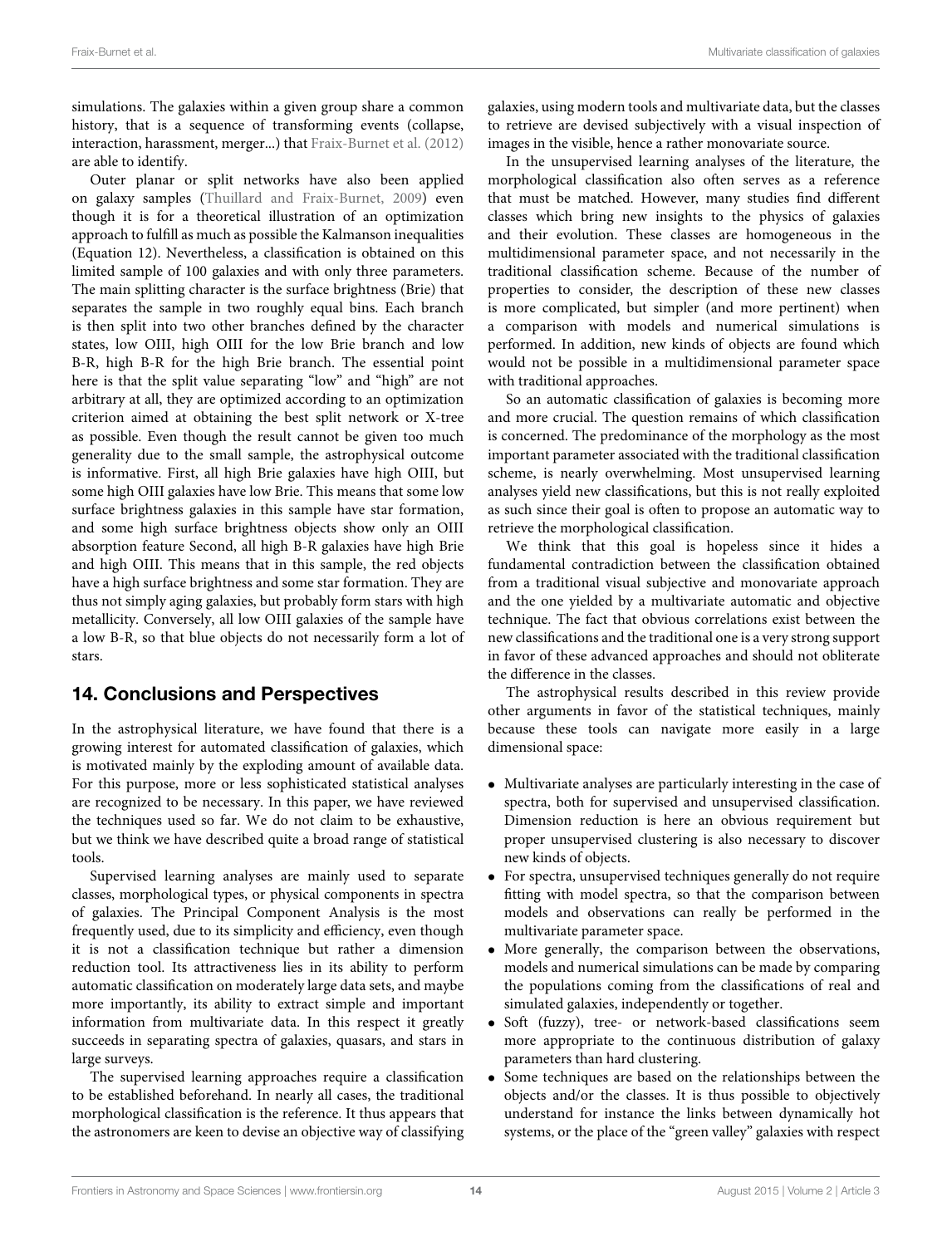simulations. The galaxies within a given group share a common history, that is a sequence of transforming events (collapse, interaction, harassment, merger...) that Fraix-Burnet et al. (2012) are able to identify.

Outer planar or split networks have also been applied on galaxy samples (Thuillard and Fraix-Burnet, 2009) even though it is for a theoretical illustration of an optimization approach to fulfill as much as possible the Kalmanson inequalities (Equation 12). Nevertheless, a classification is obtained on this limited sample of 100 galaxies and with only three parameters. The main splitting character is the surface brightness (Brie) that separates the sample in two roughly equal bins. Each branch is then split into two other branches defined by the character states, low OIII, high OIII for the low Brie branch and low B-R, high B-R for the high Brie branch. The essential point here is that the split value separating "low" and "high" are not arbitrary at all, they are optimized according to an optimization criterion aimed at obtaining the best split network or X-tree as possible. Even though the result cannot be given too much generality due to the small sample, the astrophysical outcome is informative. First, all high Brie galaxies have high OIII, but some high OIII galaxies have low Brie. This means that some low surface brightness galaxies in this sample have star formation, and some high surface brightness objects show only an OIII absorption feature Second, all high B-R galaxies have high Brie and high OIII. This means that in this sample, the red objects have a high surface brightness and some star formation. They are thus not simply aging galaxies, but probably form stars with high metallicity. Conversely, all low OIII galaxies of the sample have a low B-R, so that blue objects do not necessarily form a lot of stars.

## 14. Conclusions and Perspectives

In the astrophysical literature, we have found that there is a growing interest for automated classification of galaxies, which is motivated mainly by the exploding amount of available data. For this purpose, more or less sophisticated statistical analyses are recognized to be necessary. In this paper, we have reviewed the techniques used so far. We do not claim to be exhaustive, but we think we have described quite a broad range of statistical tools.

Supervised learning analyses are mainly used to separate classes, morphological types, or physical components in spectra of galaxies. The Principal Component Analysis is the most frequently used, due to its simplicity and efficiency, even though it is not a classification technique but rather a dimension reduction tool. Its attractiveness lies in its ability to perform automatic classification on moderately large data sets, and maybe more importantly, its ability to extract simple and important information from multivariate data. In this respect it greatly succeeds in separating spectra of galaxies, quasars, and stars in large surveys.

The supervised learning approaches require a classification to be established beforehand. In nearly all cases, the traditional morphological classification is the reference. It thus appears that the astronomers are keen to devise an objective way of classifying galaxies, using modern tools and multivariate data, but the classes to retrieve are devised subjectively with a visual inspection of images in the visible, hence a rather monovariate source.

In the unsupervised learning analyses of the literature, the morphological classification also often serves as a reference that must be matched. However, many studies find different classes which bring new insights to the physics of galaxies and their evolution. These classes are homogeneous in the multidimensional parameter space, and not necessarily in the traditional classification scheme. Because of the number of properties to consider, the description of these new classes is more complicated, but simpler (and more pertinent) when a comparison with models and numerical simulations is performed. In addition, new kinds of objects are found which would not be possible in a multidimensional parameter space with traditional approaches.

So an automatic classification of galaxies is becoming more and more crucial. The question remains of which classification is concerned. The predominance of the morphology as the most important parameter associated with the traditional classification scheme, is nearly overwhelming. Most unsupervised learning analyses yield new classifications, but this is not really exploited as such since their goal is often to propose an automatic way to retrieve the morphological classification.

We think that this goal is hopeless since it hides a fundamental contradiction between the classification obtained from a traditional visual subjective and monovariate approach and the one yielded by a multivariate automatic and objective technique. The fact that obvious correlations exist between the new classifications and the traditional one is a very strong support in favor of these advanced approaches and should not obliterate the difference in the classes.

The astrophysical results described in this review provide other arguments in favor of the statistical techniques, mainly because these tools can navigate more easily in a large dimensional space:

- Multivariate analyses are particularly interesting in the case of spectra, both for supervised and unsupervised classification. Dimension reduction is here an obvious requirement but proper unsupervised clustering is also necessary to discover new kinds of objects.
- For spectra, unsupervised techniques generally do not require fitting with model spectra, so that the comparison between models and observations can really be performed in the multivariate parameter space.
- More generally, the comparison between the observations, models and numerical simulations can be made by comparing the populations coming from the classifications of real and simulated galaxies, independently or together.
- Soft (fuzzy), tree- or network-based classifications seem more appropriate to the continuous distribution of galaxy parameters than hard clustering.
- Some techniques are based on the relationships between the objects and/or the classes. It is thus possible to objectively understand for instance the links between dynamically hot systems, or the place of the "green valley" galaxies with respect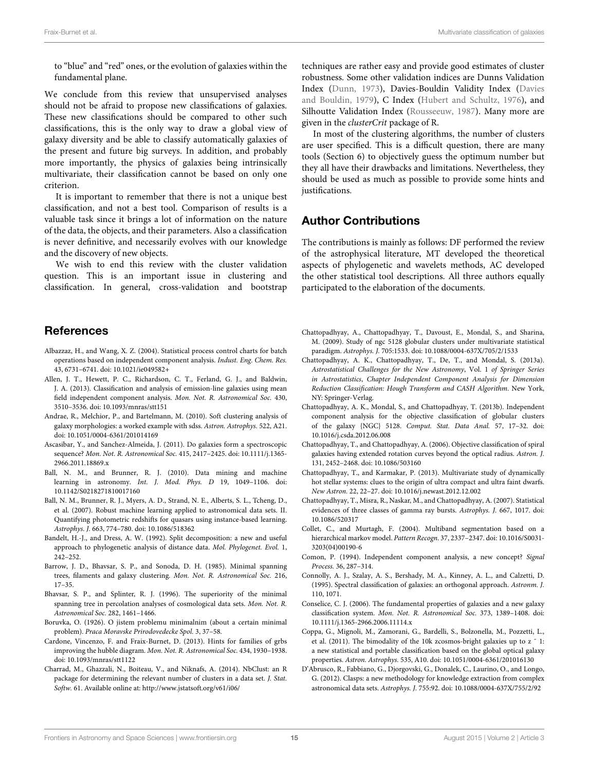to "blue" and "red" ones, or the evolution of galaxies within the fundamental plane.

We conclude from this review that unsupervised analyses should not be afraid to propose new classifications of galaxies. These new classifications should be compared to other such classifications, this is the only way to draw a global view of galaxy diversity and be able to classify automatically galaxies of the present and future big surveys. In addition, and probably more importantly, the physics of galaxies being intrinsically multivariate, their classification cannot be based on only one criterion.

It is important to remember that there is not a unique best classification, and not a best tool. Comparison of results is a valuable task since it brings a lot of information on the nature of the data, the objects, and their parameters. Also a classification is never definitive, and necessarily evolves with our knowledge and the discovery of new objects.

We wish to end this review with the cluster validation question. This is an important issue in clustering and classification. In general, cross-validation and bootstrap techniques are rather easy and provide good estimates of cluster robustness. Some other validation indices are Dunns Validation Index (Dunn, 1973), Davies-Bouldin Validity Index (Davies and Bouldin, 1979), C Index (Hubert and Schultz, 1976), and Silhoutte Validation Index (Rousseeuw, 1987). Many more are given in the *clusterCrit* package of R.

In most of the clustering algorithms, the number of clusters are user specified. This is a difficult question, there are many tools (Section 6) to objectively guess the optimum number but they all have their drawbacks and limitations. Nevertheless, they should be used as much as possible to provide some hints and justifications.

## Author Contributions

The contributions is mainly as follows: DF performed the review of the astrophysical literature, MT developed the theoretical aspects of phylogenetic and wavelets methods, AC developed the other statistical tool descriptions. All three authors equally participated to the elaboration of the documents.

## References

Albazzaz, H., and Wang, X. Z. (2004). Statistical process control charts for batch operations based on independent component analysis. *Indust. Eng. Chem. Res.* 43, 6731–6741. doi: 10.1021/ie049582+

Allen, J. T., Hewett, P. C., Richardson, C. T., Ferland, G. J., and Baldwin, J. A. (2013). Classification and analysis of emission-line galaxies using mean field independent component analysis. *Mon. Not. R. Astronomical Soc.* 430, 3510–3536. doi: 10.1093/mnras/stt151

Andrae, R., Melchior, P., and Bartelmann, M. (2010). Soft clustering analysis of galaxy morphologies: a worked example with sdss. *Astron. Astrophys.* 522, A21. doi: 10.1051/0004-6361/201014169

Ascasibar, Y., and Sanchez-Almeida, J. (2011). Do galaxies form a spectroscopic sequence? *Mon. Not. R. Astronomical Soc.* 415, 2417–2425. doi: 10.1111/j.1365-2966.2011.18869.x

Ball, N. M., and Brunner, R. J. (2010). Data mining and machine learning in astronomy. *Int. J. Mod. Phys. D* 19, 1049–1106. doi: 10.1142/S0218271810017160

Ball, N. M., Brunner, R. J., Myers, A. D., Strand, N. E., Alberts, S. L., Tcheng, D., et al. (2007). Robust machine learning applied to astronomical data sets. II. Quantifying photometric redshifts for quasars using instance-based learning. *Astrophys. J.* 663, 774–780. doi: 10.1086/518362

Bandelt, H.-J., and Dress, A. W. (1992). Split decomposition: a new and useful approach to phylogenetic analysis of distance data. *Mol. Phylogenet. Evol.* 1, 242–252.

Barrow, J. D., Bhavsar, S. P., and Sonoda, D. H. (1985). Minimal spanning trees, filaments and galaxy clustering. *Mon. Not. R. Astronomical Soc.* 216, 17–35.

Bhavsar, S. P., and Splinter, R. J. (1996). The superiority of the minimal spanning tree in percolation analyses of cosmological data sets. *Mon. Not. R. Astronomical Soc.* 282, 1461–1466.

Boruvka, O. (1926). O jistem problemu minimalnim (about a certain minimal problem). *Praca Moravske Prirodovedecke Spol.* 3, 37–58.

Cardone, Vincenzo, F. and Fraix-Burnet, D. (2013). Hints for families of grbs improving the hubble diagram. *Mon. Not. R. Astronomical Soc.* 434, 1930–1938. doi: 10.1093/mnras/stt1122

Charrad, M., Ghazzali, N., Boiteau, V., and Niknafs, A. (2014). NbClust: an R package for determining the relevant number of clusters in a data set. *J. Stat. Softw.* 61. Available online at: http://www.jstatsoft.org/v61/i06/

Chattopadhyay, A., Chattopadhyay, T., Davoust, E., Mondal, S., and Sharina, M. (2009). Study of ngc 5128 globular clusters under multivariate statistical paradigm. *Astrophys. J.* 705:1533. doi: 10.1088/0004-637X/705/2/1533

Chattopadhyay, A. K., Chattopadhyay, T., De, T., and Mondal, S. (2013a). *Astrostatistical Challenges for the New Astronomy*, Vol. 1 *of Springer Series in Astrostatistics*, *Chapter Independent Component Analysis for Dimension Reduction Classification: Hough Transform and CASH Algorithm*. New York, NY: Springer-Verlag.

Chattopadhyay, A. K., Mondal, S., and Chattopadhyay, T. (2013b). Independent component analysis for the objective classification of globular clusters of the galaxy {NGC} 5128. *Comput. Stat. Data Anal.* 57, 17–32. doi: 10.1016/j.csda.2012.06.008

Chattopadhyay, T., and Chattopadhyay, A. (2006). Objective classification of spiral galaxies having extended rotation curves beyond the optical radius. *Astron. J.* 131, 2452–2468. doi: 10.1086/503160

Chattopadhyay, T., and Karmakar, P. (2013). Multivariate study of dynamically hot stellar systems: clues to the origin of ultra compact and ultra faint dwarfs. *New Astron.* 22, 22–27. doi: 10.1016/j.newast.2012.12.002

Chattopadhyay, T., Misra, R., Naskar, M., and Chattopadhyay, A. (2007). Statistical evidences of three classes of gamma ray bursts. *Astrophys. J.* 667, 1017. doi: 10.1086/520317

Collet, C., and Murtagh, F. (2004). Multiband segmentation based on a hierarchical markov model. *Pattern Recogn.* 37, 2337–2347. doi: 10.1016/S0031-3203(04)00190-6

Comon, P. (1994). Independent component analysis, a new concept? *Signal Process.* 36, 287–314.

Connolly, A. J., Szalay, A. S., Bershady, M. A., Kinney, A. L., and Calzetti, D. (1995). Spectral classification of galaxies: an orthogonal approach. *Astronm. J.* 110, 1071.

Conselice, C. J. (2006). The fundamental properties of galaxies and a new galaxy classification system. *Mon. Not. R. Astronomical Soc.* 373, 1389–1408. doi: 10.1111/j.1365-2966.2006.11114.x

Coppa, G., Mignoli, M., Zamorani, G., Bardelli, S., Bolzonella, M., Pozzetti, L., et al. (2011). The bimodality of the 10k zcosmos-bright galaxies up to z ˜ 1: a new statistical and portable classification based on the global optical galaxy properties. *Astron. Astrophys.* 535, A10. doi: 10.1051/0004-6361/201016130

D'Abrusco, R., Fabbiano, G., Djorgovski, G., Donalek, C., Laurino, O., and Longo, G. (2012). Clasps: a new methodology for knowledge extraction from complex astronomical data sets. *Astrophys. J.* 755:92. doi: 10.1088/0004-637X/755/2/92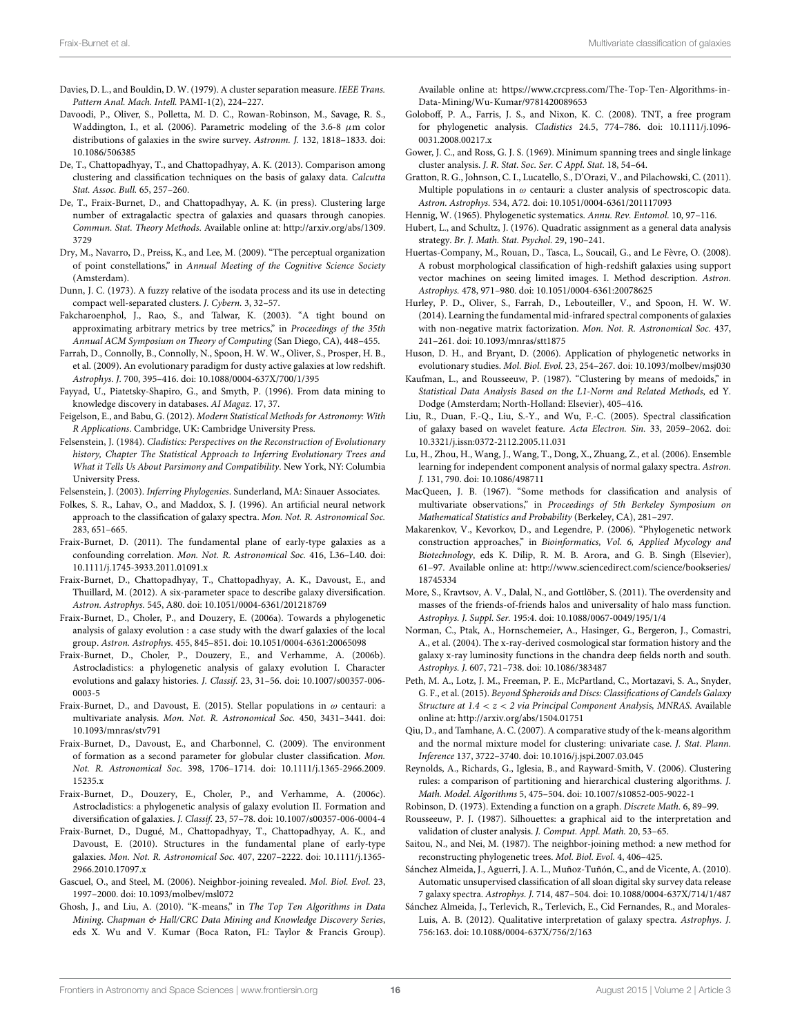Davies, D. L., and Bouldin, D. W. (1979). A cluster separation measure. *IEEE Trans. Pattern Anal. Mach. Intell.* PAMI-1(2), 224–227.

Davoodi, P., Oliver, S., Polletta, M. D. C., Rowan-Robinson, M., Savage, R. S., Waddington, I., et al. (2006). Parametric modeling of the 3.6-8 $\mu$m color distributions of galaxies in the swire survey. *Astronm. J.* 132, 1818–1833. doi: 10.1086/506385

De, T., Chattopadhyay, T., and Chattopadhyay, A. K. (2013). Comparison among clustering and classification techniques on the basis of galaxy data. *Calcutta Stat. Assoc. Bull.* 65, 257–260.

De, T., Fraix-Burnet, D., and Chattopadhyay, A. K. (in press). Clustering large number of extragalactic spectra of galaxies and quasars through canopies. *Commun. Stat. Theory Methods*. Available online at: http://arxiv.org/abs/1309.3729

Dry, M., Navarro, D., Preiss, K., and Lee, M. (2009). "The perceptual organization of point constellations," in *Annual Meeting of the Cognitive Science Society* (Amsterdam).

Dunn, J. C. (1973). A fuzzy relative of the isodata process and its use in detecting compact well-separated clusters. *J. Cybern.* 3, 32–57.

Fakcharoenphol, J., Rao, S., and Talwar, K. (2003). "A tight bound on approximating arbitrary metrics by tree metrics," in *Proceedings of the 35th Annual ACM Symposium on Theory of Computing* (San Diego, CA), 448–455.

Farrah, D., Connolly, B., Connolly, N., Spoon, H. W. W., Oliver, S., Prosper, H. B., et al. (2009). An evolutionary paradigm for dusty active galaxies at low redshift. *Astrophys. J.* 700, 395–416. doi: 10.1088/0004-637X/700/1/395

Fayyad, U., Piatetsky-Shapiro, G., and Smyth, P. (1996). From data mining to knowledge discovery in databases. *AI Magaz.* 17, 37.

Feigelson, E., and Babu, G. (2012). *Modern Statistical Methods for Astronomy: With R Applications*. Cambridge, UK: Cambridge University Press.

Felsenstein, J. (1984). *Cladistics: Perspectives on the Reconstruction of Evolutionary history, Chapter The Statistical Approach to Inferring Evolutionary Trees and What it Tells Us About Parsimony and Compatibility*. New York, NY: Columbia University Press.

Felsenstein, J. (2003). *Inferring Phylogenies*. Sunderland, MA: Sinauer Associates.

Folkes, S. R., Lahav, O., and Maddox, S. J. (1996). An artificial neural network approach to the classification of galaxy spectra. *Mon. Not. R. Astronomical Soc.* 283, 651–665.

Fraix-Burnet, D. (2011). The fundamental plane of early-type galaxies as a confounding correlation. *Mon. Not. R. Astronomical Soc.* 416, L36–L40. doi: 10.1111/j.1745-3933.2011.01091.x

Fraix-Burnet, D., Chattopadhyay, T., Chattopadhyay, A. K., Davoust, E., and Thuillard, M. (2012). A six-parameter space to describe galaxy diversification. *Astron. Astrophys.* 545, A80. doi: 10.1051/0004-6361/201218769

Fraix-Burnet, D., Choler, P., and Douzery, E. (2006a). Towards a phylogenetic analysis of galaxy evolution : a case study with the dwarf galaxies of the local group. *Astron. Astrophys.* 455, 845–851. doi: 10.1051/0004-6361:20065098

Fraix-Burnet, D., Choler, P., Douzery, E., and Verhamme, A. (2006b). Astrocladistics: a phylogenetic analysis of galaxy evolution I. Character evolutions and galaxy histories. *J. Classif.* 23, 31–56. doi: 10.1007/s00357-006-0003-5

Fraix-Burnet, D., and Davoust, E. (2015). Stellar populations in $\omega$ centauri: a multivariate analysis. *Mon. Not. R. Astronomical Soc.* 450, 3431–3441. doi: 10.1093/mnras/stv791

Fraix-Burnet, D., Davoust, E., and Charbonnel, C. (2009). The environment of formation as a second parameter for globular cluster classification. *Mon. Not. R. Astronomical Soc.* 398, 1706–1714. doi: 10.1111/j.1365-2966.2009.15235.x

Fraix-Burnet, D., Douzery, E., Choler, P., and Verhamme, A. (2006c). Astrocladistics: a phylogenetic analysis of galaxy evolution II. Formation and diversification of galaxies. *J. Classif.* 23, 57–78. doi: 10.1007/s00357-006-0004-4

Fraix-Burnet, D., Dugué, M., Chattopadhyay, T., Chattopadhyay, A. K., and Davoust, E. (2010). Structures in the fundamental plane of early-type galaxies. *Mon. Not. R. Astronomical Soc.* 407, 2207–2222. doi: 10.1111/j.1365-2966.2010.17097.x

Gascuel, O., and Steel, M. (2006). Neighbor-joining revealed. *Mol. Biol. Evol.* 23, 1997–2000. doi: 10.1093/molbev/msl072

Ghosh, J., and Liu, A. (2010). "K-means," in *The Top Ten Algorithms in Data Mining. Chapman & Hall/CRC Data Mining and Knowledge Discovery Series*, eds X. Wu and V. Kumar (Boca Raton, FL: Taylor & Francis Group). Available online at: https://www.crcpress.com/The-Top-Ten-Algorithms-in-Data-Mining/Wu-Kumar/9781420089653

Goloboff, P. A., Farris, J. S., and Nixon, K. C. (2008). TNT, a free program for phylogenetic analysis. *Cladistics* 24.5, 774–786. doi: 10.1111/j.1096-0031.2008.00217.x

Gower, J. C., and Ross, G. J. S. (1969). Minimum spanning trees and single linkage cluster analysis. *J. R. Stat. Soc. Ser. C Appl. Stat.* 18, 54–64.

Gratton, R. G., Johnson, C. I., Lucatello, S., D'Orazi, V., and Pilachowski, C. (2011). Multiple populations in $\omega$ centauri: a cluster analysis of spectroscopic data. *Astron. Astrophys.* 534, A72. doi: 10.1051/0004-6361/201117093

Hennig, W. (1965). Phylogenetic systematics. *Annu. Rev. Entomol.* 10, 97–116.

Hubert, L., and Schultz, J. (1976). Quadratic assignment as a general data analysis strategy. *Br. J. Math. Stat. Psychol.* 29, 190–241.

Huertas-Company, M., Rouan, D., Tasca, L., Soucail, G., and Le Fèvre, O. (2008). A robust morphological classification of high-redshift galaxies using support vector machines on seeing limited images. I. Method description. *Astron. Astrophys.* 478, 971–980. doi: 10.1051/0004-6361:20078625

Hurley, P. D., Oliver, S., Farrah, D., Lebouteiller, V., and Spoon, H. W. W. (2014). Learning the fundamental mid-infrared spectral components of galaxies with non-negative matrix factorization. *Mon. Not. R. Astronomical Soc.* 437, 241–261. doi: 10.1093/mnras/stt1875

Huson, D. H., and Bryant, D. (2006). Application of phylogenetic networks in evolutionary studies. *Mol. Biol. Evol.* 23, 254–267. doi: 10.1093/molbev/msj030

Kaufman, L., and Rousseeuw, P. (1987). "Clustering by means of medoids," in *Statistical Data Analysis Based on the L1-Norm and Related Methods*, ed Y. Dodge (Amsterdam; North-Holland: Elsevier), 405–416.

Liu, R., Duan, F.-Q., Liu, S.-Y., and Wu, F.-C. (2005). Spectral classification of galaxy based on wavelet feature. *Acta Electron. Sin.* 33, 2059–2062. doi: 10.3321/j.issn:0372-2112.2005.11.031

Lu, H., Zhou, H., Wang, J., Wang, T., Dong, X., Zhuang, Z., et al. (2006). Ensemble learning for independent component analysis of normal galaxy spectra. *Astron. J.* 131, 790. doi: 10.1086/498711

MacQueen, J. B. (1967). "Some methods for classification and analysis of multivariate observations," in *Proceedings of 5th Berkeley Symposium on Mathematical Statistics and Probability* (Berkeley, CA), 281–297.

Makarenkov, V., Kevorkov, D., and Legendre, P. (2006). "Phylogenetic network construction approaches," in *Bioinformatics, Vol. 6, Applied Mycology and Biotechnology*, eds K. Dilip, R. M. B. Arora, and G. B. Singh (Elsevier), 61–97. Available online at: http://www.sciencedirect.com/science/bookseries/18745334

More, S., Kravtsov, A. V., Dalal, N., and Gottlöber, S. (2011). The overdensity and masses of the friends-of-friends halos and universality of halo mass function. *Astrophys. J. Suppl. Ser.* 195:4. doi: 10.1088/0067-0049/195/1/4

Norman, C., Ptak, A., Hornschemeier, A., Hasinger, G., Bergeron, J., Comastri, A., et al. (2004). The x-ray-derived cosmological star formation history and the galaxy x-ray luminosity functions in the chandra deep fields north and south. *Astrophys. J.* 607, 721–738. doi: 10.1086/383487

Peth, M. A., Lotz, J. M., Freeman, P. E., McPartland, C., Mortazavi, S. A., Snyder, G. F., et al. (2015). *Beyond Spheroids and Discs: Classifications of Candels Galaxy Structure at 1.4 < z < 2 via Principal Component Analysis, MNRAS*. Available online at: http://arxiv.org/abs/1504.01751

Qiu, D., and Tamhane, A. C. (2007). A comparative study of the k-means algorithm and the normal mixture model for clustering: univariate case. *J. Stat. Plann. Inference* 137, 3722–3740. doi: 10.1016/j.jspi.2007.03.045

Reynolds, A., Richards, G., Iglesia, B., and Rayward-Smith, V. (2006). Clustering rules: a comparison of partitioning and hierarchical clustering algorithms. *J. Math. Model. Algorithms* 5, 475–504. doi: 10.1007/s10852-005-9022-1

Robinson, D. (1973). Extending a function on a graph. *Discrete Math.* 6, 89–99.

Rousseeuw, P. J. (1987). Silhouettes: a graphical aid to the interpretation and validation of cluster analysis. *J. Comput. Appl. Math.* 20, 53–65.

Saitou, N., and Nei, M. (1987). The neighbor-joining method: a new method for reconstructing phylogenetic trees. *Mol. Biol. Evol.* 4, 406–425.

Sánchez Almeida, J., Aguerri, J. A. L., Muñoz-Tuñón, C., and de Vicente, A. (2010). Automatic unsupervised classification of all sloan digital sky survey data release 7 galaxy spectra. *Astrophys. J.* 714, 487–504. doi: 10.1088/0004-637X/714/1/487

Sánchez Almeida, J., Terlevich, R., Terlevich, E., Cid Fernandes, R., and Morales-Luis, A. B. (2012). Qualitative interpretation of galaxy spectra. *Astrophys. J.* 756:163. doi: 10.1088/0004-637X/756/2/163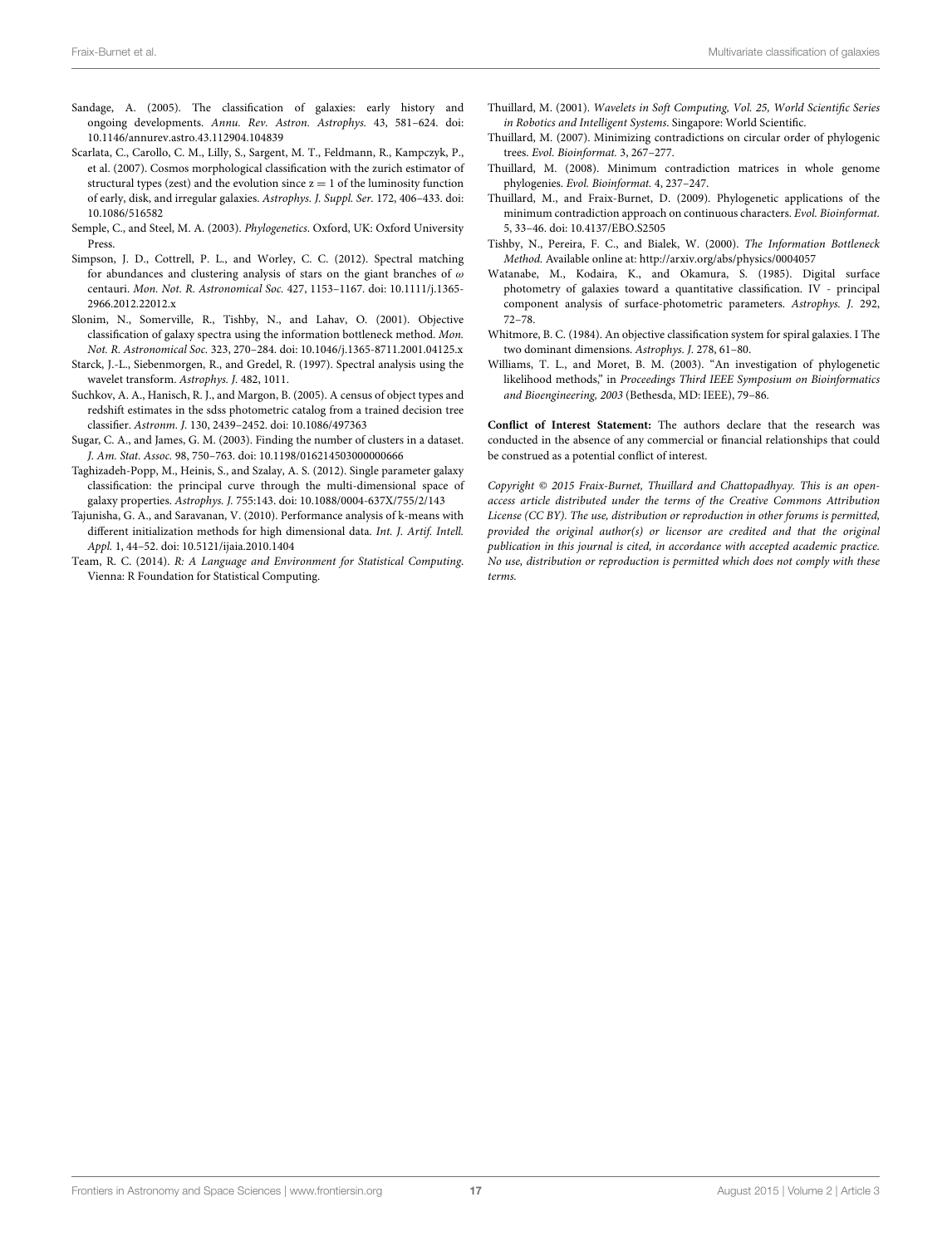Sandage, A. (2005). The classification of galaxies: early history and ongoing developments. *Annu. Rev. Astron. Astrophys.* 43, 581–624. doi: 10.1146/annurev.astro.43.112904.104839

Scarlata, C., Carollo, C. M., Lilly, S., Sargent, M. T., Feldmann, R., Kampczyk, P., et al. (2007). Cosmos morphological classification with the zurich estimator of structural types (zest) and the evolution since z = 1 of the luminosity function of early, disk, and irregular galaxies. *Astrophys. J. Suppl. Ser.* 172, 406–433. doi: 10.1086/516582

Semple, C., and Steel, M. A. (2003). *Phylogenetics*. Oxford, UK: Oxford University Press.

Simpson, J. D., Cottrell, P. L., and Worley, C. C. (2012). Spectral matching for abundances and clustering analysis of stars on the giant branches of $\omega$ centauri. *Mon. Not. R. Astronomical Soc.* 427, 1153–1167. doi: 10.1111/j.1365-2966.2012.22012.x

Slonim, N., Somerville, R., Tishby, N., and Lahav, O. (2001). Objective classification of galaxy spectra using the information bottleneck method. *Mon. Not. R. Astronomical Soc.* 323, 270–284. doi: 10.1046/j.1365-8711.2001.04125.x

Starck, J.-L., Siebenmorgen, R., and Gredel, R. (1997). Spectral analysis using the wavelet transform. *Astrophys. J.* 482, 1011.

Suchkov, A. A., Hanisch, R. J., and Margon, B. (2005). A census of object types and redshift estimates in the sdss photometric catalog from a trained decision tree classifier. *Astronm. J.* 130, 2439–2452. doi: 10.1086/497363

Sugar, C. A., and James, G. M. (2003). Finding the number of clusters in a dataset. *J. Am. Stat. Assoc.* 98, 750–763. doi: 10.1198/016214503000000666

Taghizadeh-Popp, M., Heinis, S., and Szalay, A. S. (2012). Single parameter galaxy classification: the principal curve through the multi-dimensional space of galaxy properties. *Astrophys. J.* 755:143. doi: 10.1088/0004-637X/755/2/143

Tajunisha, G. A., and Saravanan, V. (2010). Performance analysis of k-means with different initialization methods for high dimensional data. *Int. J. Artif. Intell. Appl.* 1, 44–52. doi: 10.5121/ijaia.2010.1404

Team, R. C. (2014). *R: A Language and Environment for Statistical Computing*. Vienna: R Foundation for Statistical Computing.

Thuillard, M. (2001). *Wavelets in Soft Computing, Vol. 25, World Scientific Series in Robotics and Intelligent Systems*. Singapore: World Scientific.

Thuillard, M. (2007). Minimizing contradictions on circular order of phylogenic trees. *Evol. Bioinformat.* 3, 267–277.

Thuillard, M. (2008). Minimum contradiction matrices in whole genome phylogenies. *Evol. Bioinformat.* 4, 237–247.

Thuillard, M., and Fraix-Burnet, D. (2009). Phylogenetic applications of the minimum contradiction approach on continuous characters. *Evol. Bioinformat.* 5, 33–46. doi: 10.4137/EBO.S2505

Tishby, N., Pereira, F. C., and Bialek, W. (2000). *The Information Bottleneck Method*. Available online at: http://arxiv.org/abs/physics/0004057

Watanabe, M., Kodaira, K., and Okamura, S. (1985). Digital surface photometry of galaxies toward a quantitative classification. IV - principal component analysis of surface-photometric parameters. *Astrophys. J.* 292, 72–78.

Whitmore, B. C. (1984). An objective classification system for spiral galaxies. I The two dominant dimensions. *Astrophys. J.* 278, 61–80.

Williams, T. L., and Moret, B. M. (2003). "An investigation of phylogenetic likelihood methods," in *Proceedings Third IEEE Symposium on Bioinformatics and Bioengineering, 2003* (Bethesda, MD: IEEE), 79–86.

**Conflict of Interest Statement:** The authors declare that the research was conducted in the absence of any commercial or financial relationships that could be construed as a potential conflict of interest.

*Copyright © 2015 Fraix-Burnet, Thuillard and Chattopadhyay. This is an open-access article distributed under the terms of the Creative Commons Attribution License (CC BY). The use, distribution or reproduction in other forums is permitted, provided the original author(s) or licensor are credited and that the original publication in this journal is cited, in accordance with accepted academic practice. No use, distribution or reproduction is permitted which does not comply with these terms.*